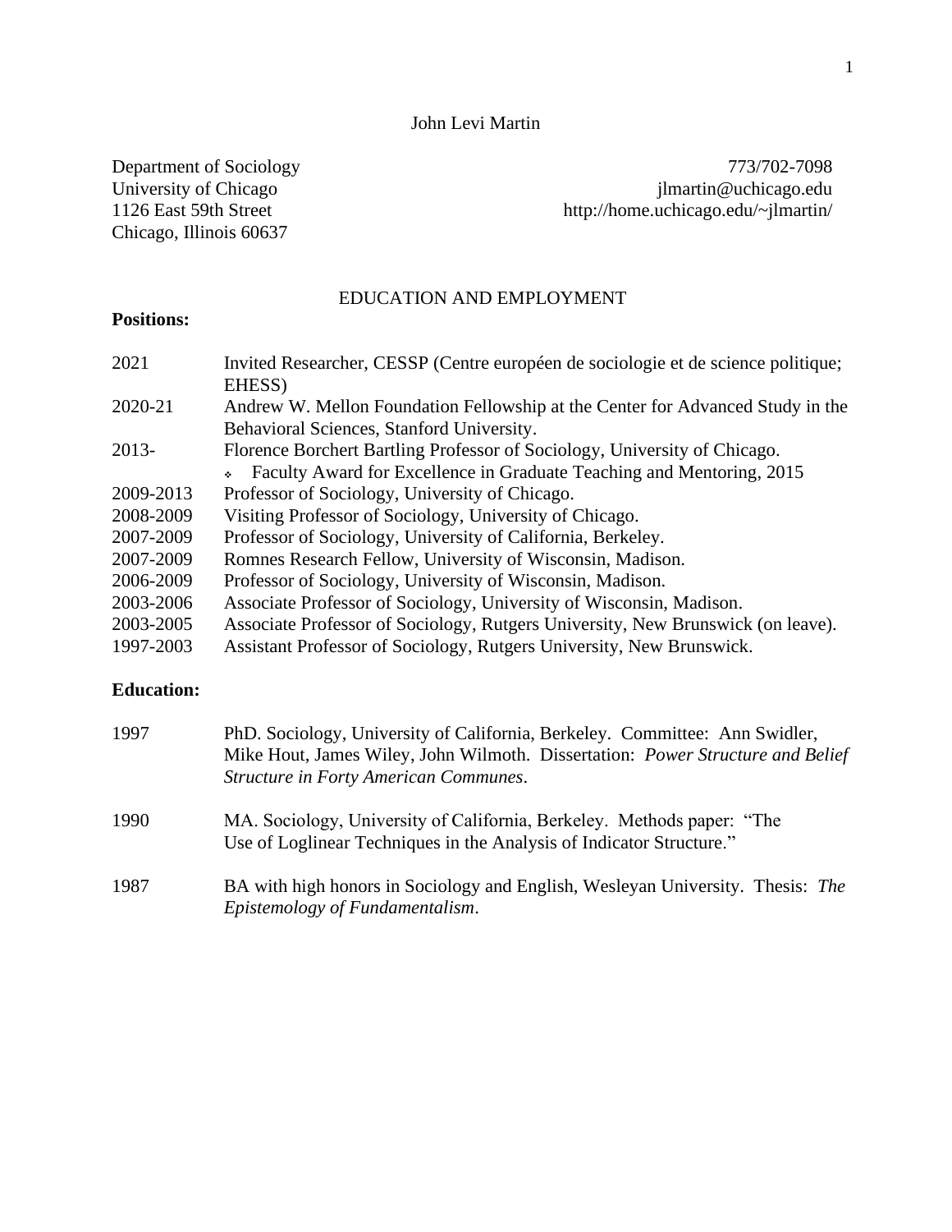# John Levi Martin

Department of Sociology
University of Chicago
1126 East 59th Street
Chicago, Illinois 60637

773/702-7098
jlmartin@uchicago.edu
http://home.uchicago.edu/~jlmartin/

## EDUCATION AND EMPLOYMENT

**Positions:**

| | |
|---|---|
| 2021 | Invited Researcher, CESSP (Centre européen de sociologie et de science politique; EHESS) |
| 2020-21 | Andrew W. Mellon Foundation Fellowship at the Center for Advanced Study in the Behavioral Sciences, Stanford University. |
| 2013- | Florence Borchert Bartling Professor of Sociology, University of Chicago. |
| | ❖ Faculty Award for Excellence in Graduate Teaching and Mentoring, 2015 |
| 2009-2013 | Professor of Sociology, University of Chicago. |
| 2008-2009 | Visiting Professor of Sociology, University of Chicago. |
| 2007-2009 | Professor of Sociology, University of California, Berkeley. |
| 2007-2009 | Romnes Research Fellow, University of Wisconsin, Madison. |
| 2006-2009 | Professor of Sociology, University of Wisconsin, Madison. |
| 2003-2006 | Associate Professor of Sociology, University of Wisconsin, Madison. |
| 2003-2005 | Associate Professor of Sociology, Rutgers University, New Brunswick (on leave). |
| 1997-2003 | Assistant Professor of Sociology, Rutgers University, New Brunswick. |

**Education:**

| | |
|---|---|
| 1997 | PhD. Sociology, University of California, Berkeley. Committee: Ann Swidler, Mike Hout, James Wiley, John Wilmoth. Dissertation: *Power Structure and Belief Structure in Forty American Communes*. |
| 1990 | MA. Sociology, University of California, Berkeley. Methods paper: "The Use of Loglinear Techniques in the Analysis of Indicator Structure." |
| 1987 | BA with high honors in Sociology and English, Wesleyan University. Thesis: *The Epistemology of Fundamentalism*. |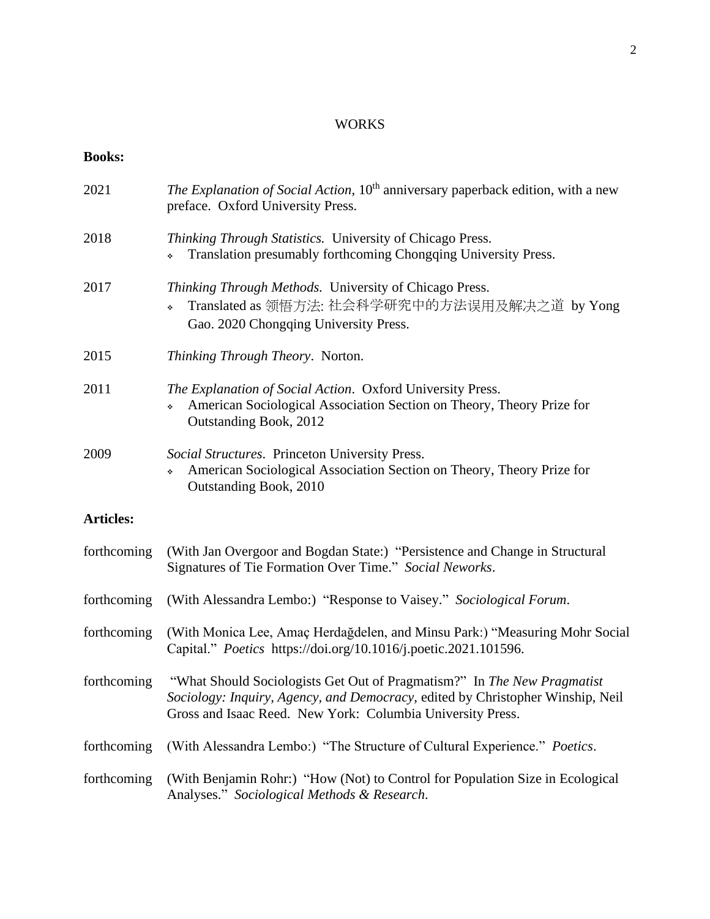# WORKS

**Books:**

2021 *The Explanation of Social Action*, 10th anniversary paperback edition, with a new preface. Oxford University Press.

2018 *Thinking Through Statistics.* University of Chicago Press.
- Translation presumably forthcoming Chongqing University Press.

2017 *Thinking Through Methods.* University of Chicago Press.
- Translated as 领悟方法: 社会科学研究中的方法误用及解决之道 by Yong Gao. 2020 Chongqing University Press.

2015 *Thinking Through Theory*. Norton.

2011 *The Explanation of Social Action*. Oxford University Press.
- American Sociological Association Section on Theory, Theory Prize for Outstanding Book, 2012

2009 *Social Structures*. Princeton University Press.
- American Sociological Association Section on Theory, Theory Prize for Outstanding Book, 2010

**Articles:**

forthcoming (With Jan Overgoor and Bogdan State:) "Persistence and Change in Structural Signatures of Tie Formation Over Time." *Social Neworks*.

forthcoming (With Alessandra Lembo:) "Response to Vaisey." *Sociological Forum*.

forthcoming (With Monica Lee, Amaç Herdağdelen, and Minsu Park:) "Measuring Mohr Social Capital." *Poetics* https://doi.org/10.1016/j.poetic.2021.101596.

forthcoming "What Should Sociologists Get Out of Pragmatism?" In *The New Pragmatist Sociology: Inquiry, Agency, and Democracy*, edited by Christopher Winship, Neil Gross and Isaac Reed. New York: Columbia University Press.

forthcoming (With Alessandra Lembo:) "The Structure of Cultural Experience." *Poetics*.

forthcoming (With Benjamin Rohr:) "How (Not) to Control for Population Size in Ecological Analyses." *Sociological Methods & Research*.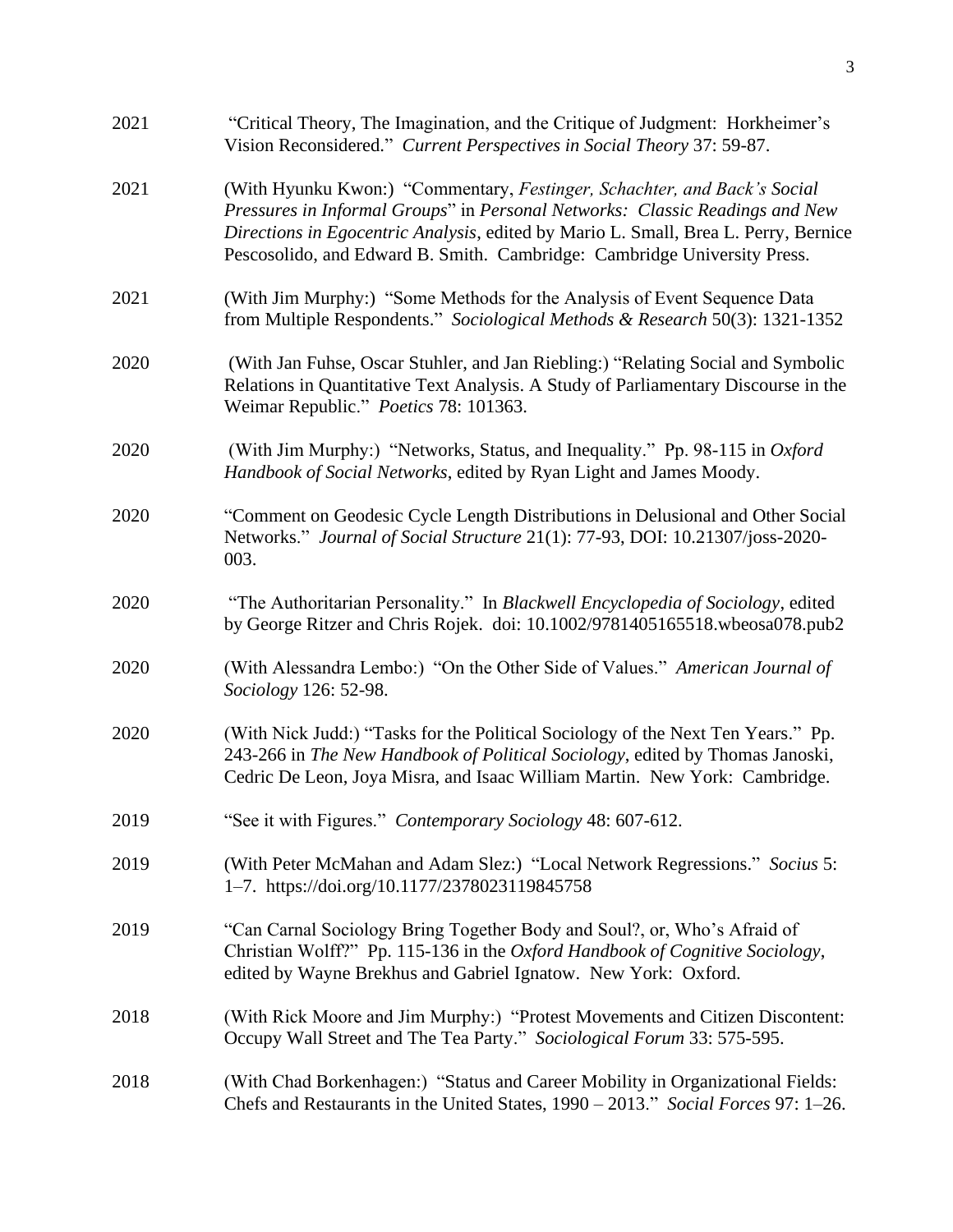2021 "Critical Theory, The Imagination, and the Critique of Judgment: Horkheimer's Vision Reconsidered." *Current Perspectives in Social Theory* 37: 59-87.

2021 (With Hyunku Kwon:) "Commentary, *Festinger, Schachter, and Back's Social Pressures in Informal Groups*" in *Personal Networks: Classic Readings and New Directions in Egocentric Analysis*, edited by Mario L. Small, Brea L. Perry, Bernice Pescosolido, and Edward B. Smith. Cambridge: Cambridge University Press.

2021 (With Jim Murphy:) "Some Methods for the Analysis of Event Sequence Data from Multiple Respondents." *Sociological Methods & Research* 50(3): 1321-1352

2020 (With Jan Fuhse, Oscar Stuhler, and Jan Riebling:) "Relating Social and Symbolic Relations in Quantitative Text Analysis. A Study of Parliamentary Discourse in the Weimar Republic." *Poetics* 78: 101363.

2020 (With Jim Murphy:) "Networks, Status, and Inequality." Pp. 98-115 in *Oxford Handbook of Social Networks*, edited by Ryan Light and James Moody.

2020 "Comment on Geodesic Cycle Length Distributions in Delusional and Other Social Networks." *Journal of Social Structure* 21(1): 77-93, DOI: 10.21307/joss-2020-003.

2020 "The Authoritarian Personality." In *Blackwell Encyclopedia of Sociology*, edited by George Ritzer and Chris Rojek. doi: 10.1002/9781405165518.wbeosa078.pub2

2020 (With Alessandra Lembo:) "On the Other Side of Values." *American Journal of Sociology* 126: 52-98.

2020 (With Nick Judd:) "Tasks for the Political Sociology of the Next Ten Years." Pp. 243-266 in *The New Handbook of Political Sociology*, edited by Thomas Janoski, Cedric De Leon, Joya Misra, and Isaac William Martin. New York: Cambridge.

2019 "See it with Figures." *Contemporary Sociology* 48: 607-612.

2019 (With Peter McMahan and Adam Slez:) "Local Network Regressions." *Socius* 5: 1–7. https://doi.org/10.1177/2378023119845758

2019 "Can Carnal Sociology Bring Together Body and Soul?, or, Who's Afraid of Christian Wolff?" Pp. 115-136 in the *Oxford Handbook of Cognitive Sociology*, edited by Wayne Brekhus and Gabriel Ignatow. New York: Oxford.

2018 (With Rick Moore and Jim Murphy:) "Protest Movements and Citizen Discontent: Occupy Wall Street and The Tea Party." *Sociological Forum* 33: 575-595.

2018 (With Chad Borkenhagen:) "Status and Career Mobility in Organizational Fields: Chefs and Restaurants in the United States, 1990 – 2013." *Social Forces* 97: 1–26.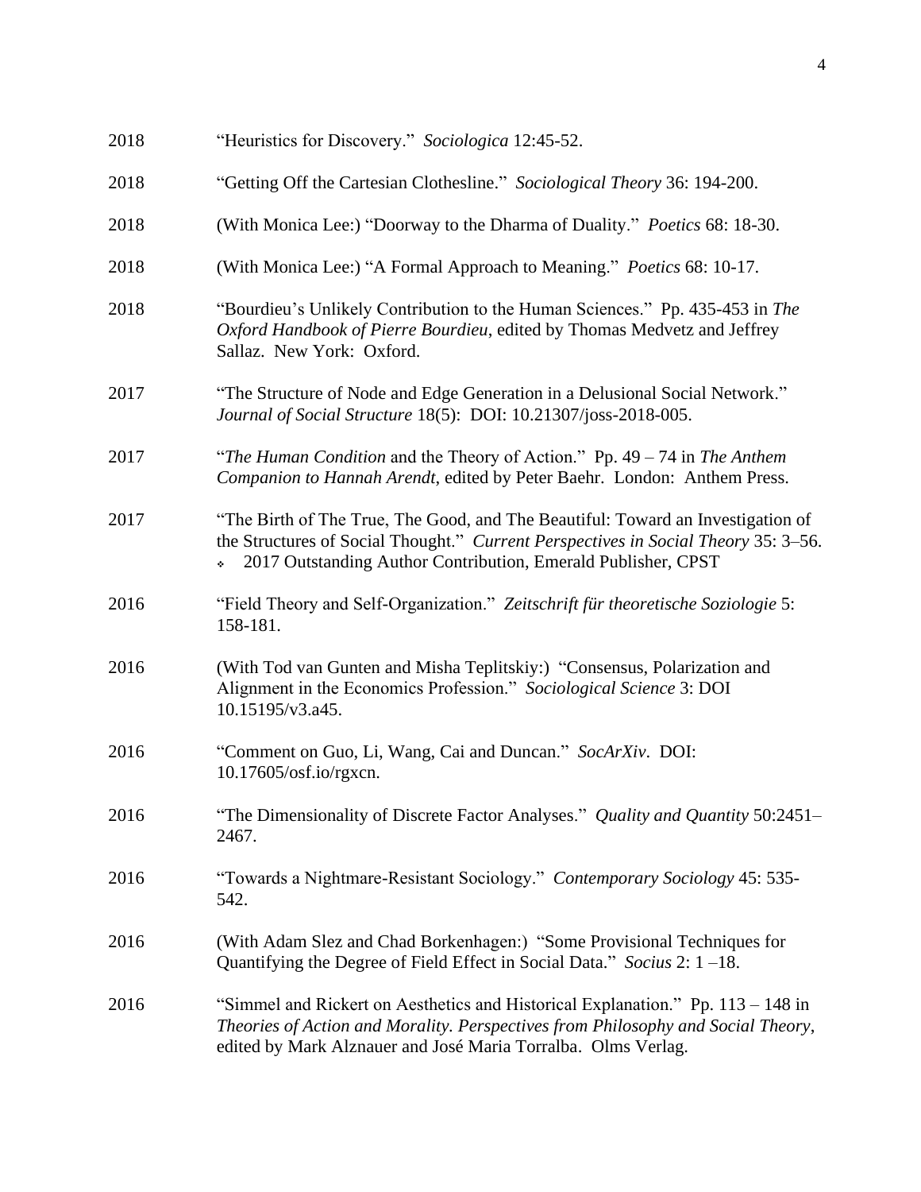2018 "Heuristics for Discovery." *Sociologica* 12:45-52.

2018 "Getting Off the Cartesian Clothesline." *Sociological Theory* 36: 194-200.

2018 (With Monica Lee:) "Doorway to the Dharma of Duality." *Poetics* 68: 18-30.

2018 (With Monica Lee:) "A Formal Approach to Meaning." *Poetics* 68: 10-17.

2018 "Bourdieu's Unlikely Contribution to the Human Sciences." Pp. 435-453 in *The Oxford Handbook of Pierre Bourdieu*, edited by Thomas Medvetz and Jeffrey Sallaz. New York: Oxford.

2017 "The Structure of Node and Edge Generation in a Delusional Social Network." *Journal of Social Structure* 18(5): DOI: 10.21307/joss-2018-005.

2017 "*The Human Condition* and the Theory of Action." Pp. 49 – 74 in *The Anthem Companion to Hannah Arendt*, edited by Peter Baehr. London: Anthem Press.

2017 "The Birth of The True, The Good, and The Beautiful: Toward an Investigation of the Structures of Social Thought." *Current Perspectives in Social Theory* 35: 3–56.
- 2017 Outstanding Author Contribution, Emerald Publisher, CPST

2016 "Field Theory and Self-Organization." *Zeitschrift für theoretische Soziologie* 5: 158-181.

2016 (With Tod van Gunten and Misha Teplitskiy:) "Consensus, Polarization and Alignment in the Economics Profession." *Sociological Science* 3: DOI 10.15195/v3.a45.

2016 "Comment on Guo, Li, Wang, Cai and Duncan." *SocArXiv*. DOI: 10.17605/osf.io/rgxcn.

2016 "The Dimensionality of Discrete Factor Analyses." *Quality and Quantity* 50:2451–2467.

2016 "Towards a Nightmare-Resistant Sociology." *Contemporary Sociology* 45: 535-542.

2016 (With Adam Slez and Chad Borkenhagen:) "Some Provisional Techniques for Quantifying the Degree of Field Effect in Social Data." *Socius* 2: 1 –18.

2016 "Simmel and Rickert on Aesthetics and Historical Explanation." Pp. 113 – 148 in *Theories of Action and Morality. Perspectives from Philosophy and Social Theory*, edited by Mark Alznauer and José Maria Torralba. Olms Verlag.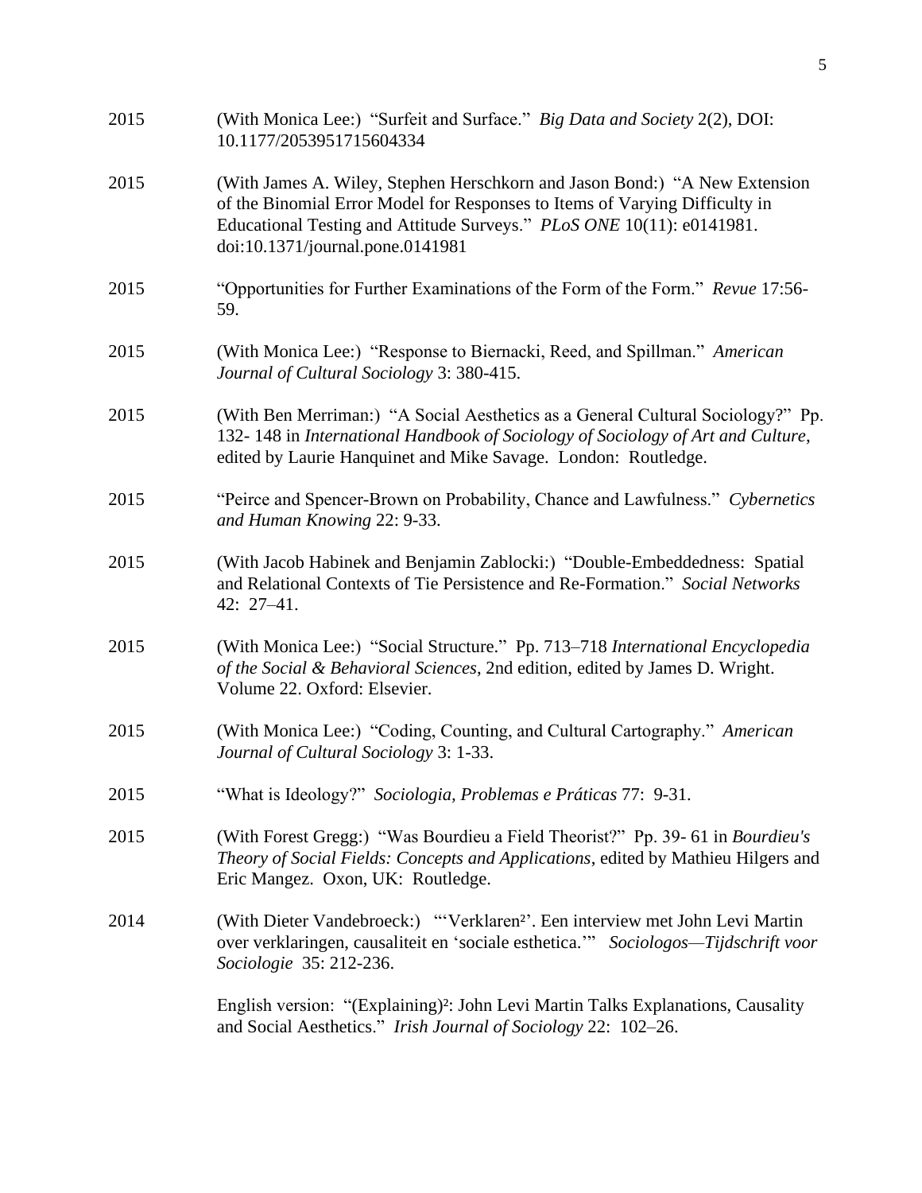2015 (With Monica Lee:) "Surfeit and Surface." *Big Data and Society* 2(2), DOI: 10.1177/2053951715604334

2015 (With James A. Wiley, Stephen Herschkorn and Jason Bond:) "A New Extension of the Binomial Error Model for Responses to Items of Varying Difficulty in Educational Testing and Attitude Surveys." *PLoS ONE* 10(11): e0141981. doi:10.1371/journal.pone.0141981

2015 "Opportunities for Further Examinations of the Form of the Form." *Revue* 17:56-59.

2015 (With Monica Lee:) "Response to Biernacki, Reed, and Spillman." *American Journal of Cultural Sociology* 3: 380-415.

2015 (With Ben Merriman:) "A Social Aesthetics as a General Cultural Sociology?" Pp. 132- 148 in *International Handbook of Sociology of Sociology of Art and Culture*, edited by Laurie Hanquinet and Mike Savage. London: Routledge.

2015 "Peirce and Spencer-Brown on Probability, Chance and Lawfulness." *Cybernetics and Human Knowing* 22: 9-33.

2015 (With Jacob Habinek and Benjamin Zablocki:) "Double-Embeddedness: Spatial and Relational Contexts of Tie Persistence and Re-Formation." *Social Networks* 42: 27–41.

2015 (With Monica Lee:) "Social Structure." Pp. 713–718 *International Encyclopedia of the Social & Behavioral Sciences*, 2nd edition, edited by James D. Wright. Volume 22. Oxford: Elsevier.

2015 (With Monica Lee:) "Coding, Counting, and Cultural Cartography." *American Journal of Cultural Sociology* 3: 1-33.

2015 "What is Ideology?" *Sociologia, Problemas e Práticas* 77: 9-31.

2015 (With Forest Gregg:) "Was Bourdieu a Field Theorist?" Pp. 39- 61 in *Bourdieu's Theory of Social Fields: Concepts and Applications*, edited by Mathieu Hilgers and Eric Mangez. Oxon, UK: Routledge.

2014 (With Dieter Vandebroeck:) "'Verklaren²'. Een interview met John Levi Martin over verklaringen, causaliteit en 'sociale esthetica.'" *Sociologos—Tijdschrift voor Sociologie* 35: 212-236.

English version: "(Explaining)²: John Levi Martin Talks Explanations, Causality and Social Aesthetics." *Irish Journal of Sociology* 22: 102–26.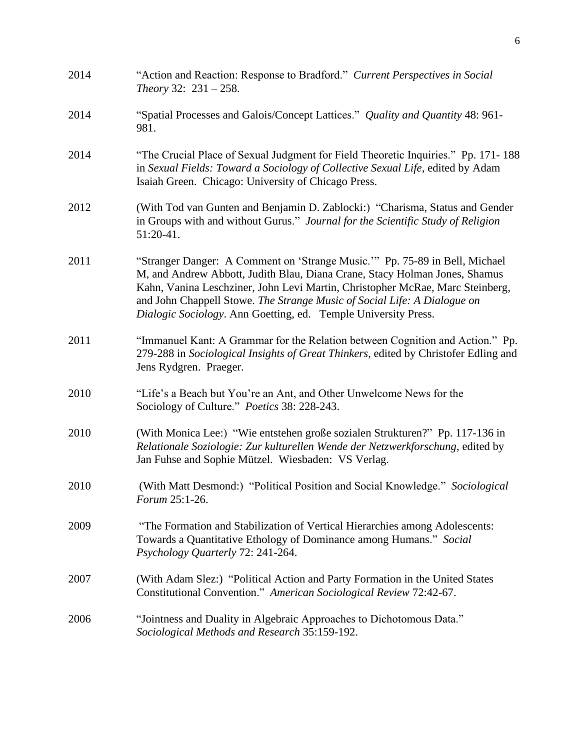2014 "Action and Reaction: Response to Bradford." *Current Perspectives in Social Theory* 32: 231 – 258.

2014 "Spatial Processes and Galois/Concept Lattices." *Quality and Quantity* 48: 961-981.

2014 "The Crucial Place of Sexual Judgment for Field Theoretic Inquiries." Pp. 171- 188 in *Sexual Fields: Toward a Sociology of Collective Sexual Life*, edited by Adam Isaiah Green. Chicago: University of Chicago Press.

2012 (With Tod van Gunten and Benjamin D. Zablocki:) "Charisma, Status and Gender in Groups with and without Gurus." *Journal for the Scientific Study of Religion* 51:20-41.

2011 "Stranger Danger: A Comment on 'Strange Music.'" Pp. 75-89 in Bell, Michael M, and Andrew Abbott, Judith Blau, Diana Crane, Stacy Holman Jones, Shamus Kahn, Vanina Leschziner, John Levi Martin, Christopher McRae, Marc Steinberg, and John Chappell Stowe. *The Strange Music of Social Life: A Dialogue on Dialogic Sociology*. Ann Goetting, ed. Temple University Press.

2011 "Immanuel Kant: A Grammar for the Relation between Cognition and Action." Pp. 279-288 in *Sociological Insights of Great Thinkers*, edited by Christofer Edling and Jens Rydgren. Praeger.

2010 "Life's a Beach but You're an Ant, and Other Unwelcome News for the Sociology of Culture." *Poetics* 38: 228-243.

2010 (With Monica Lee:) "Wie entstehen große sozialen Strukturen?" Pp. 117-136 in *Relationale Soziologie: Zur kulturellen Wende der Netzwerkforschung*, edited by Jan Fuhse and Sophie Mützel. Wiesbaden: VS Verlag.

2010 (With Matt Desmond:) "Political Position and Social Knowledge." *Sociological Forum* 25:1-26.

2009 "The Formation and Stabilization of Vertical Hierarchies among Adolescents: Towards a Quantitative Ethology of Dominance among Humans." *Social Psychology Quarterly* 72: 241-264.

2007 (With Adam Slez:) "Political Action and Party Formation in the United States Constitutional Convention." *American Sociological Review* 72:42-67.

2006 "Jointness and Duality in Algebraic Approaches to Dichotomous Data." *Sociological Methods and Research* 35:159-192.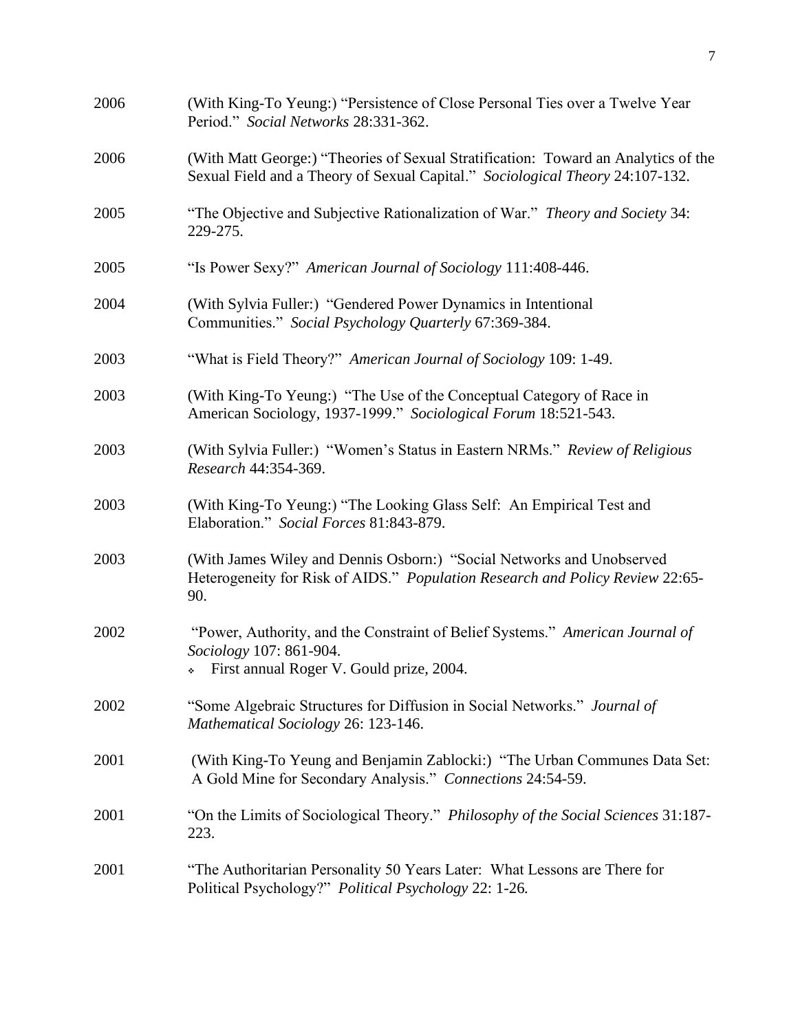2006 (With King-To Yeung:) "Persistence of Close Personal Ties over a Twelve Year Period." *Social Networks* 28:331-362.

2006 (With Matt George:) "Theories of Sexual Stratification: Toward an Analytics of the Sexual Field and a Theory of Sexual Capital." *Sociological Theory* 24:107-132.

2005 "The Objective and Subjective Rationalization of War." *Theory and Society* 34: 229-275.

2005 "Is Power Sexy?" *American Journal of Sociology* 111:408-446.

2004 (With Sylvia Fuller:) "Gendered Power Dynamics in Intentional Communities." *Social Psychology Quarterly* 67:369-384.

2003 "What is Field Theory?" *American Journal of Sociology* 109: 1-49.

2003 (With King-To Yeung:) "The Use of the Conceptual Category of Race in American Sociology, 1937-1999." *Sociological Forum* 18:521-543.

2003 (With Sylvia Fuller:) "Women's Status in Eastern NRMs." *Review of Religious Research* 44:354-369.

2003 (With King-To Yeung:) "The Looking Glass Self: An Empirical Test and Elaboration." *Social Forces* 81:843-879.

2003 (With James Wiley and Dennis Osborn:) "Social Networks and Unobserved Heterogeneity for Risk of AIDS." *Population Research and Policy Review* 22:65-90.

2002 "Power, Authority, and the Constraint of Belief Systems." *American Journal of Sociology* 107: 861-904.

- First annual Roger V. Gould prize, 2004.

2002 "Some Algebraic Structures for Diffusion in Social Networks." *Journal of Mathematical Sociology* 26: 123-146.

2001 (With King-To Yeung and Benjamin Zablocki:) "The Urban Communes Data Set: A Gold Mine for Secondary Analysis." *Connections* 24:54-59.

2001 "On the Limits of Sociological Theory." *Philosophy of the Social Sciences* 31:187-223.

2001 "The Authoritarian Personality 50 Years Later: What Lessons are There for Political Psychology?" *Political Psychology* 22: 1-26.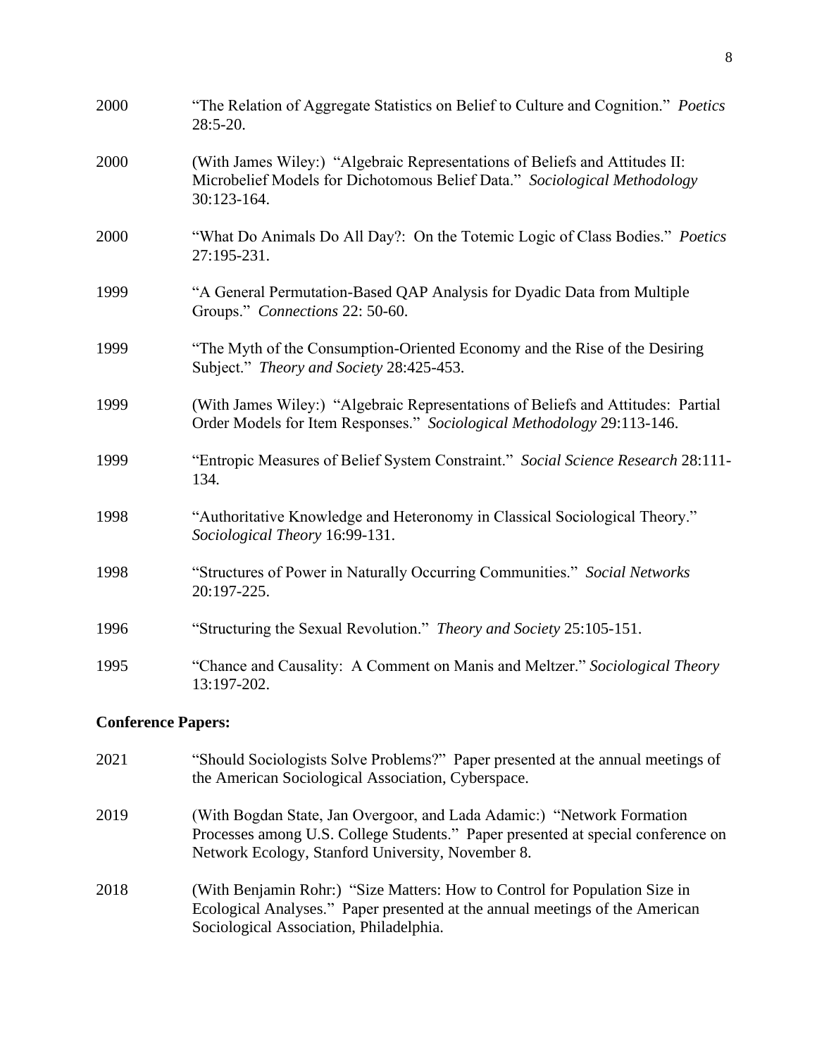2000 “The Relation of Aggregate Statistics on Belief to Culture and Cognition.” *Poetics* 28:5-20.

2000 (With James Wiley:) “Algebraic Representations of Beliefs and Attitudes II: Microbelief Models for Dichotomous Belief Data.” *Sociological Methodology* 30:123-164.

2000 “What Do Animals Do All Day?: On the Totemic Logic of Class Bodies.” *Poetics* 27:195-231.

1999 “A General Permutation-Based QAP Analysis for Dyadic Data from Multiple Groups.” *Connections* 22: 50-60.

1999 “The Myth of the Consumption-Oriented Economy and the Rise of the Desiring Subject.” *Theory and Society* 28:425-453.

1999 (With James Wiley:) “Algebraic Representations of Beliefs and Attitudes: Partial Order Models for Item Responses.” *Sociological Methodology* 29:113-146.

1999 “Entropic Measures of Belief System Constraint.” *Social Science Research* 28:111-134.

1998 “Authoritative Knowledge and Heteronomy in Classical Sociological Theory.” *Sociological Theory* 16:99-131.

1998 “Structures of Power in Naturally Occurring Communities.” *Social Networks* 20:197-225.

1996 “Structuring the Sexual Revolution.” *Theory and Society* 25:105-151.

1995 “Chance and Causality: A Comment on Manis and Meltzer.” *Sociological Theory* 13:197-202.

**Conference Papers:**

2021 “Should Sociologists Solve Problems?” Paper presented at the annual meetings of the American Sociological Association, Cyberspace.

2019 (With Bogdan State, Jan Overgoor, and Lada Adamic:) “Network Formation Processes among U.S. College Students.” Paper presented at special conference on Network Ecology, Stanford University, November 8.

2018 (With Benjamin Rohr:) “Size Matters: How to Control for Population Size in Ecological Analyses.” Paper presented at the annual meetings of the American Sociological Association, Philadelphia.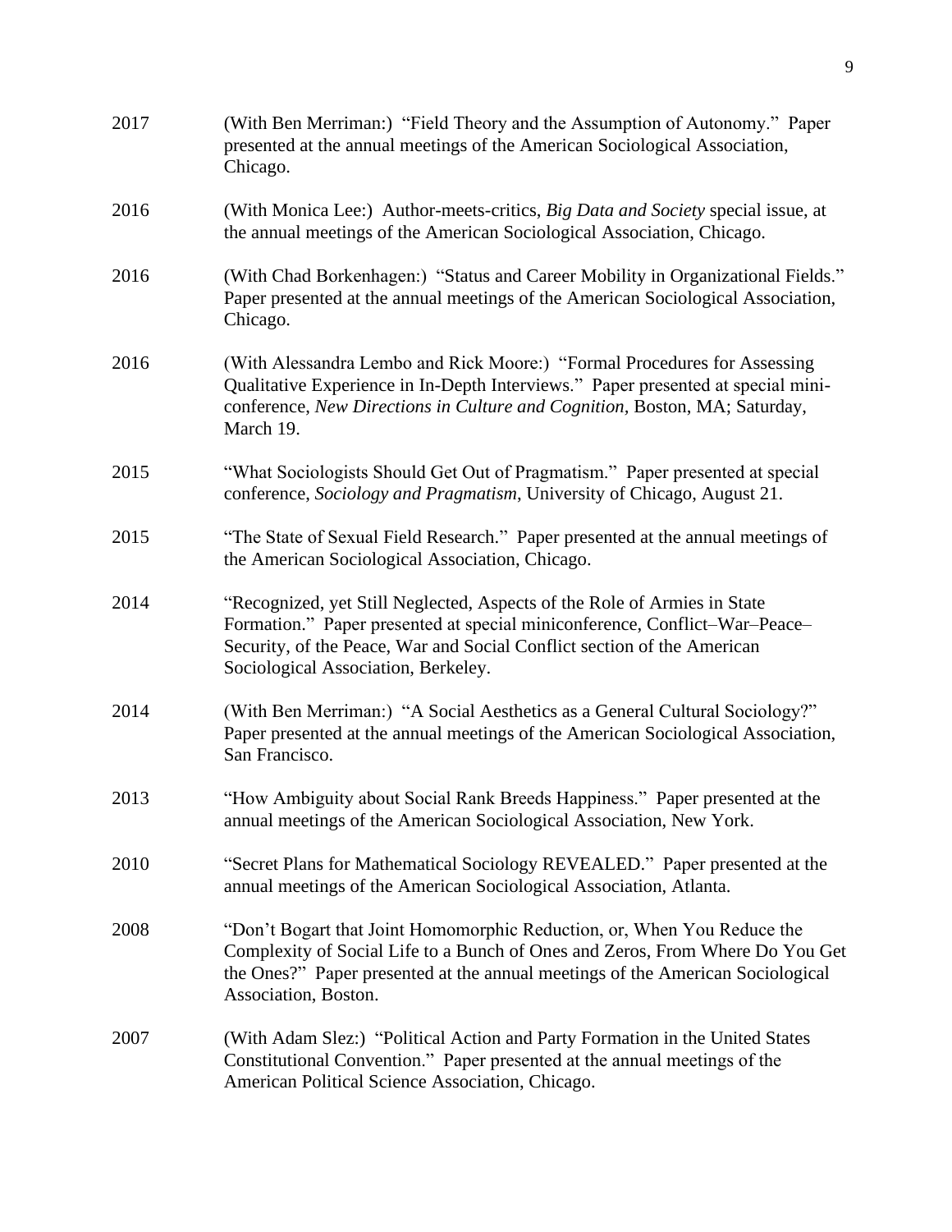2017 (With Ben Merriman:) "Field Theory and the Assumption of Autonomy." Paper presented at the annual meetings of the American Sociological Association, Chicago.

2016 (With Monica Lee:) Author-meets-critics, *Big Data and Society* special issue, at the annual meetings of the American Sociological Association, Chicago.

2016 (With Chad Borkenhagen:) "Status and Career Mobility in Organizational Fields." Paper presented at the annual meetings of the American Sociological Association, Chicago.

2016 (With Alessandra Lembo and Rick Moore:) "Formal Procedures for Assessing Qualitative Experience in In-Depth Interviews." Paper presented at special mini-conference, *New Directions in Culture and Cognition*, Boston, MA; Saturday, March 19.

2015 "What Sociologists Should Get Out of Pragmatism." Paper presented at special conference, *Sociology and Pragmatism*, University of Chicago, August 21.

2015 "The State of Sexual Field Research." Paper presented at the annual meetings of the American Sociological Association, Chicago.

2014 "Recognized, yet Still Neglected, Aspects of the Role of Armies in State Formation." Paper presented at special miniconference, Conflict–War–Peace–Security, of the Peace, War and Social Conflict section of the American Sociological Association, Berkeley.

2014 (With Ben Merriman:) "A Social Aesthetics as a General Cultural Sociology?" Paper presented at the annual meetings of the American Sociological Association, San Francisco.

2013 "How Ambiguity about Social Rank Breeds Happiness." Paper presented at the annual meetings of the American Sociological Association, New York.

2010 "Secret Plans for Mathematical Sociology REVEALED." Paper presented at the annual meetings of the American Sociological Association, Atlanta.

2008 "Don't Bogart that Joint Homomorphic Reduction, or, When You Reduce the Complexity of Social Life to a Bunch of Ones and Zeros, From Where Do You Get the Ones?" Paper presented at the annual meetings of the American Sociological Association, Boston.

2007 (With Adam Slez:) "Political Action and Party Formation in the United States Constitutional Convention." Paper presented at the annual meetings of the American Political Science Association, Chicago.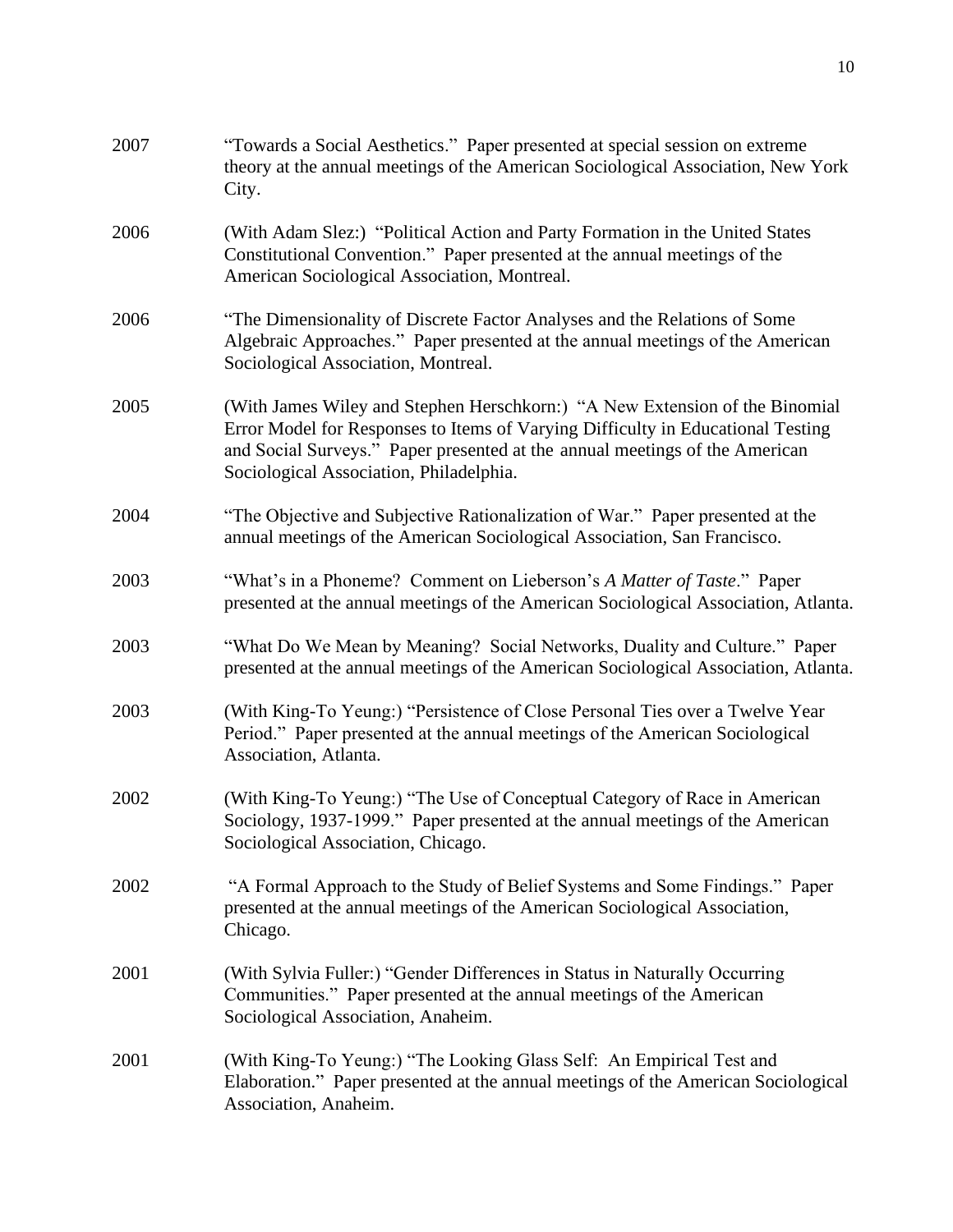2007 "Towards a Social Aesthetics." Paper presented at special session on extreme theory at the annual meetings of the American Sociological Association, New York City.

2006 (With Adam Slez:) "Political Action and Party Formation in the United States Constitutional Convention." Paper presented at the annual meetings of the American Sociological Association, Montreal.

2006 "The Dimensionality of Discrete Factor Analyses and the Relations of Some Algebraic Approaches." Paper presented at the annual meetings of the American Sociological Association, Montreal.

2005 (With James Wiley and Stephen Herschkorn:) "A New Extension of the Binomial Error Model for Responses to Items of Varying Difficulty in Educational Testing and Social Surveys." Paper presented at the annual meetings of the American Sociological Association, Philadelphia.

2004 "The Objective and Subjective Rationalization of War." Paper presented at the annual meetings of the American Sociological Association, San Francisco.

2003 "What's in a Phoneme? Comment on Lieberson's *A Matter of Taste*." Paper presented at the annual meetings of the American Sociological Association, Atlanta.

2003 "What Do We Mean by Meaning? Social Networks, Duality and Culture." Paper presented at the annual meetings of the American Sociological Association, Atlanta.

2003 (With King-To Yeung:) "Persistence of Close Personal Ties over a Twelve Year Period." Paper presented at the annual meetings of the American Sociological Association, Atlanta.

2002 (With King-To Yeung:) "The Use of Conceptual Category of Race in American Sociology, 1937-1999." Paper presented at the annual meetings of the American Sociological Association, Chicago.

2002 "A Formal Approach to the Study of Belief Systems and Some Findings." Paper presented at the annual meetings of the American Sociological Association, Chicago.

2001 (With Sylvia Fuller:) "Gender Differences in Status in Naturally Occurring Communities." Paper presented at the annual meetings of the American Sociological Association, Anaheim.

2001 (With King-To Yeung:) "The Looking Glass Self: An Empirical Test and Elaboration." Paper presented at the annual meetings of the American Sociological Association, Anaheim.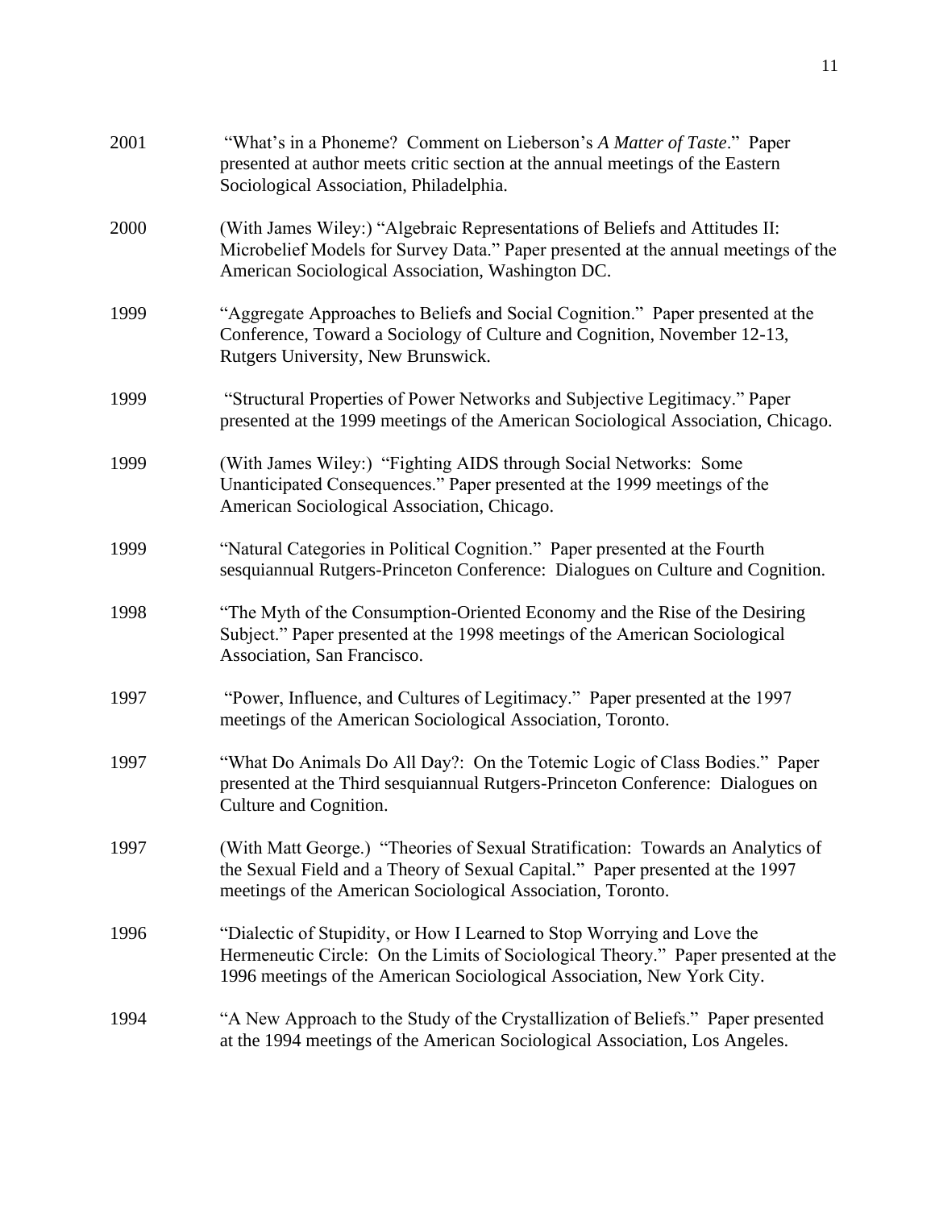2001 "What's in a Phoneme? Comment on Lieberson's *A Matter of Taste*." Paper presented at author meets critic section at the annual meetings of the Eastern Sociological Association, Philadelphia.

2000 (With James Wiley:) "Algebraic Representations of Beliefs and Attitudes II: Microbelief Models for Survey Data." Paper presented at the annual meetings of the American Sociological Association, Washington DC.

1999 "Aggregate Approaches to Beliefs and Social Cognition." Paper presented at the Conference, Toward a Sociology of Culture and Cognition, November 12-13, Rutgers University, New Brunswick.

1999 "Structural Properties of Power Networks and Subjective Legitimacy." Paper presented at the 1999 meetings of the American Sociological Association, Chicago.

1999 (With James Wiley:) "Fighting AIDS through Social Networks: Some Unanticipated Consequences." Paper presented at the 1999 meetings of the American Sociological Association, Chicago.

1999 "Natural Categories in Political Cognition." Paper presented at the Fourth sesquiannual Rutgers-Princeton Conference: Dialogues on Culture and Cognition.

1998 "The Myth of the Consumption-Oriented Economy and the Rise of the Desiring Subject." Paper presented at the 1998 meetings of the American Sociological Association, San Francisco.

1997 "Power, Influence, and Cultures of Legitimacy." Paper presented at the 1997 meetings of the American Sociological Association, Toronto.

1997 "What Do Animals Do All Day?: On the Totemic Logic of Class Bodies." Paper presented at the Third sesquiannual Rutgers-Princeton Conference: Dialogues on Culture and Cognition.

1997 (With Matt George.) "Theories of Sexual Stratification: Towards an Analytics of the Sexual Field and a Theory of Sexual Capital." Paper presented at the 1997 meetings of the American Sociological Association, Toronto.

1996 "Dialectic of Stupidity, or How I Learned to Stop Worrying and Love the Hermeneutic Circle: On the Limits of Sociological Theory." Paper presented at the 1996 meetings of the American Sociological Association, New York City.

1994 "A New Approach to the Study of the Crystallization of Beliefs." Paper presented at the 1994 meetings of the American Sociological Association, Los Angeles.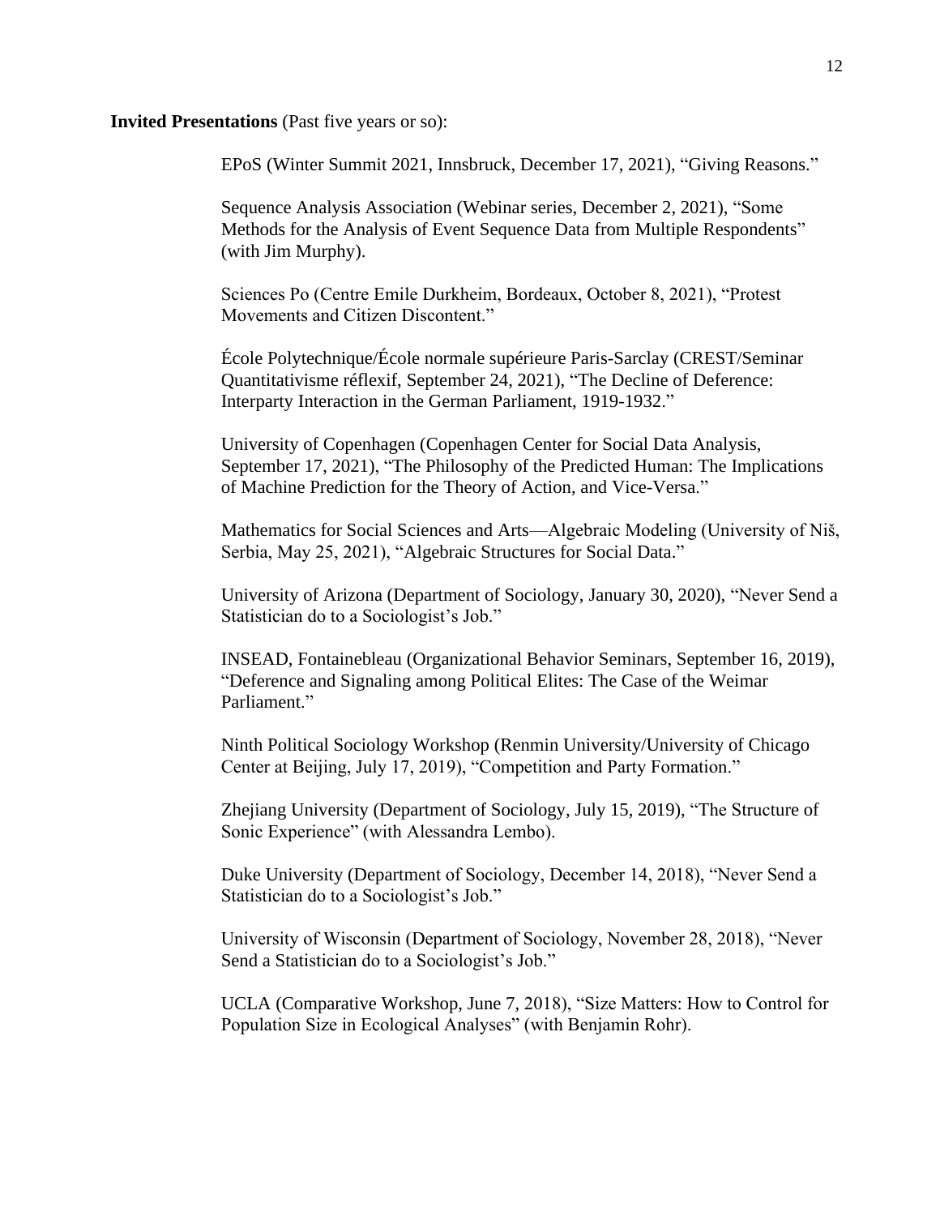**Invited Presentations** (Past five years or so):

EPoS (Winter Summit 2021, Innsbruck, December 17, 2021), "Giving Reasons."

Sequence Analysis Association (Webinar series, December 2, 2021), "Some Methods for the Analysis of Event Sequence Data from Multiple Respondents" (with Jim Murphy).

Sciences Po (Centre Emile Durkheim, Bordeaux, October 8, 2021), "Protest Movements and Citizen Discontent."

École Polytechnique/École normale supérieure Paris-Sarclay (CREST/Seminar Quantitativisme réflexif, September 24, 2021), "The Decline of Deference: Interparty Interaction in the German Parliament, 1919-1932."

University of Copenhagen (Copenhagen Center for Social Data Analysis, September 17, 2021), "The Philosophy of the Predicted Human: The Implications of Machine Prediction for the Theory of Action, and Vice-Versa."

Mathematics for Social Sciences and Arts—Algebraic Modeling (University of Niš, Serbia, May 25, 2021), "Algebraic Structures for Social Data."

University of Arizona (Department of Sociology, January 30, 2020), "Never Send a Statistician do to a Sociologist's Job."

INSEAD, Fontainebleau (Organizational Behavior Seminars, September 16, 2019), "Deference and Signaling among Political Elites: The Case of the Weimar Parliament."

Ninth Political Sociology Workshop (Renmin University/University of Chicago Center at Beijing, July 17, 2019), "Competition and Party Formation."

Zhejiang University (Department of Sociology, July 15, 2019), "The Structure of Sonic Experience" (with Alessandra Lembo).

Duke University (Department of Sociology, December 14, 2018), "Never Send a Statistician do to a Sociologist's Job."

University of Wisconsin (Department of Sociology, November 28, 2018), "Never Send a Statistician do to a Sociologist's Job."

UCLA (Comparative Workshop, June 7, 2018), "Size Matters: How to Control for Population Size in Ecological Analyses" (with Benjamin Rohr).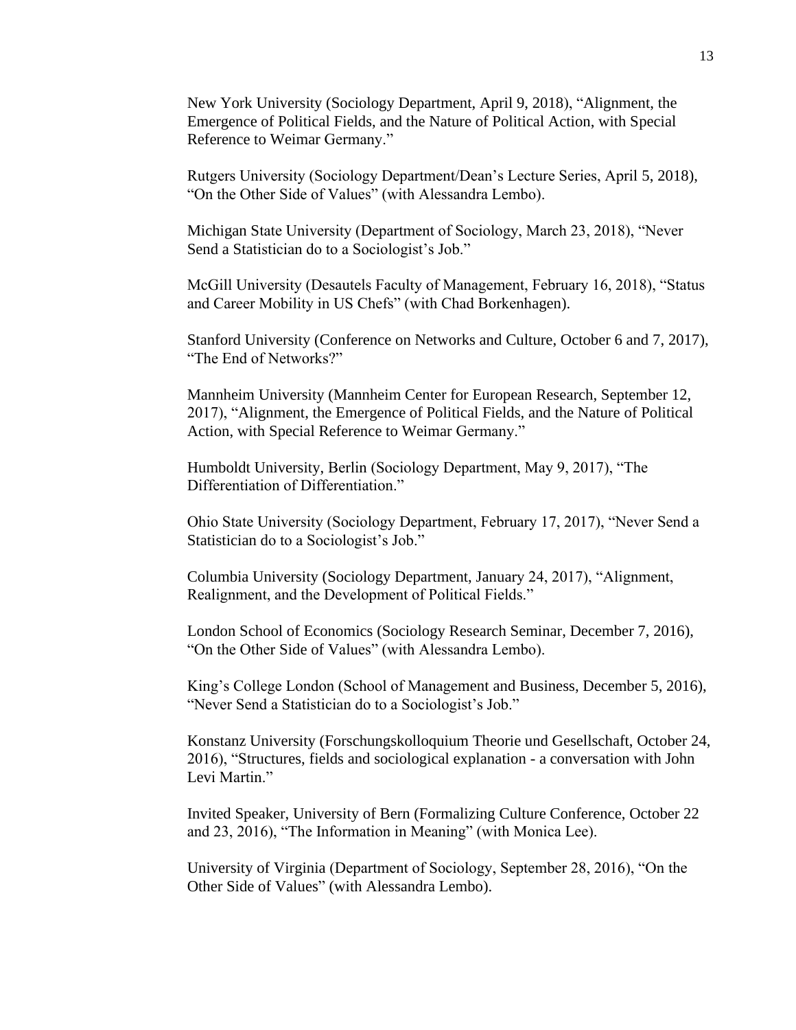New York University (Sociology Department, April 9, 2018), "Alignment, the Emergence of Political Fields, and the Nature of Political Action, with Special Reference to Weimar Germany."

Rutgers University (Sociology Department/Dean's Lecture Series, April 5, 2018), "On the Other Side of Values" (with Alessandra Lembo).

Michigan State University (Department of Sociology, March 23, 2018), "Never Send a Statistician do to a Sociologist's Job."

McGill University (Desautels Faculty of Management, February 16, 2018), "Status and Career Mobility in US Chefs" (with Chad Borkenhagen).

Stanford University (Conference on Networks and Culture, October 6 and 7, 2017), "The End of Networks?"

Mannheim University (Mannheim Center for European Research, September 12, 2017), "Alignment, the Emergence of Political Fields, and the Nature of Political Action, with Special Reference to Weimar Germany."

Humboldt University, Berlin (Sociology Department, May 9, 2017), "The Differentiation of Differentiation."

Ohio State University (Sociology Department, February 17, 2017), "Never Send a Statistician do to a Sociologist's Job."

Columbia University (Sociology Department, January 24, 2017), "Alignment, Realignment, and the Development of Political Fields."

London School of Economics (Sociology Research Seminar, December 7, 2016), "On the Other Side of Values" (with Alessandra Lembo).

King's College London (School of Management and Business, December 5, 2016), "Never Send a Statistician do to a Sociologist's Job."

Konstanz University (Forschungskolloquium Theorie und Gesellschaft, October 24, 2016), "Structures, fields and sociological explanation - a conversation with John Levi Martin."

Invited Speaker, University of Bern (Formalizing Culture Conference, October 22 and 23, 2016), "The Information in Meaning" (with Monica Lee).

University of Virginia (Department of Sociology, September 28, 2016), "On the Other Side of Values" (with Alessandra Lembo).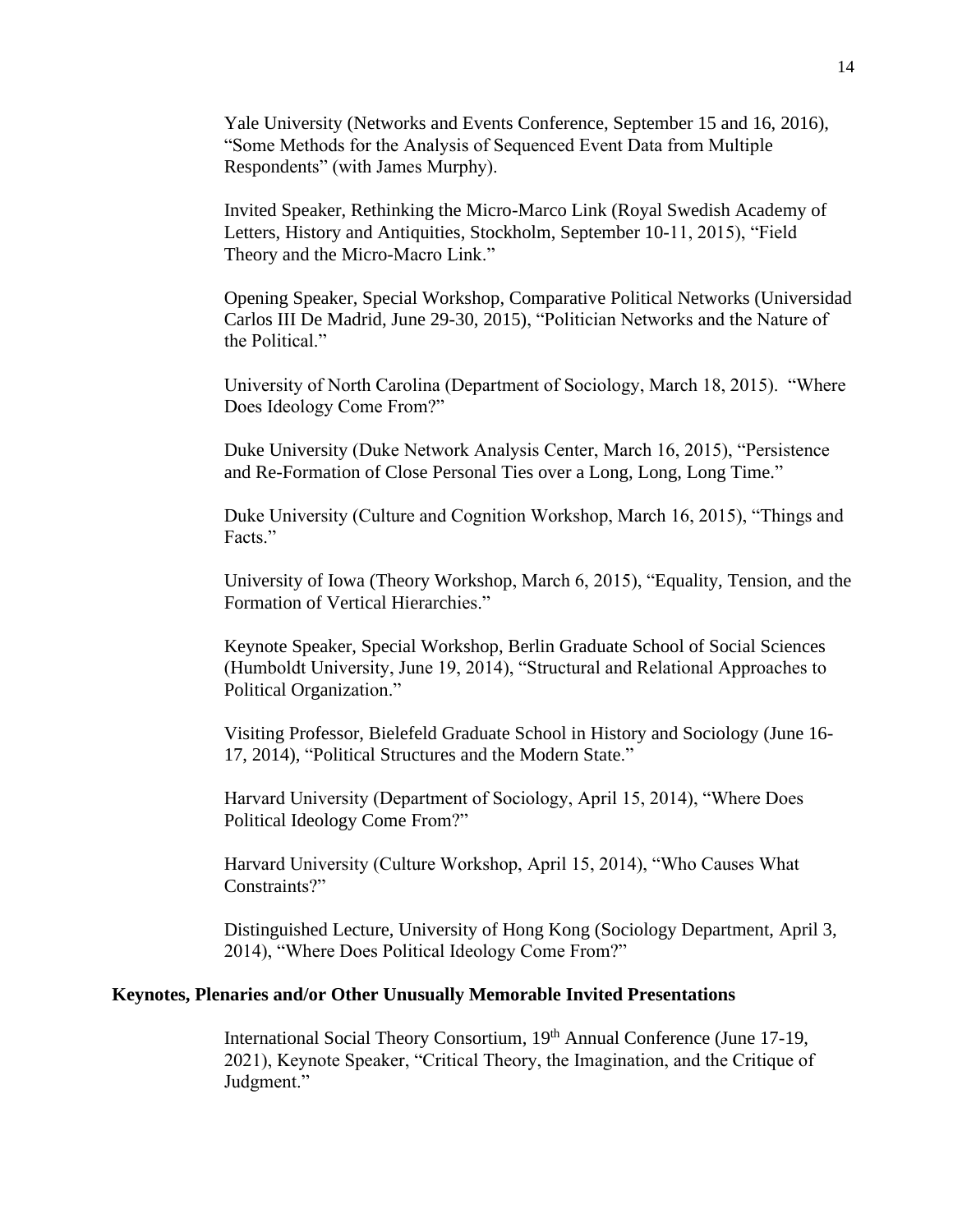Yale University (Networks and Events Conference, September 15 and 16, 2016), "Some Methods for the Analysis of Sequenced Event Data from Multiple Respondents" (with James Murphy).

Invited Speaker, Rethinking the Micro-Marco Link (Royal Swedish Academy of Letters, History and Antiquities, Stockholm, September 10-11, 2015), "Field Theory and the Micro-Macro Link."

Opening Speaker, Special Workshop, Comparative Political Networks (Universidad Carlos III De Madrid, June 29-30, 2015), "Politician Networks and the Nature of the Political."

University of North Carolina (Department of Sociology, March 18, 2015). "Where Does Ideology Come From?"

Duke University (Duke Network Analysis Center, March 16, 2015), "Persistence and Re-Formation of Close Personal Ties over a Long, Long, Long Time."

Duke University (Culture and Cognition Workshop, March 16, 2015), "Things and Facts."

University of Iowa (Theory Workshop, March 6, 2015), "Equality, Tension, and the Formation of Vertical Hierarchies."

Keynote Speaker, Special Workshop, Berlin Graduate School of Social Sciences (Humboldt University, June 19, 2014), "Structural and Relational Approaches to Political Organization."

Visiting Professor, Bielefeld Graduate School in History and Sociology (June 16-17, 2014), "Political Structures and the Modern State."

Harvard University (Department of Sociology, April 15, 2014), "Where Does Political Ideology Come From?"

Harvard University (Culture Workshop, April 15, 2014), "Who Causes What Constraints?"

Distinguished Lecture, University of Hong Kong (Sociology Department, April 3, 2014), "Where Does Political Ideology Come From?"

**Keynotes, Plenaries and/or Other Unusually Memorable Invited Presentations**

International Social Theory Consortium, 19th Annual Conference (June 17-19, 2021), Keynote Speaker, "Critical Theory, the Imagination, and the Critique of Judgment."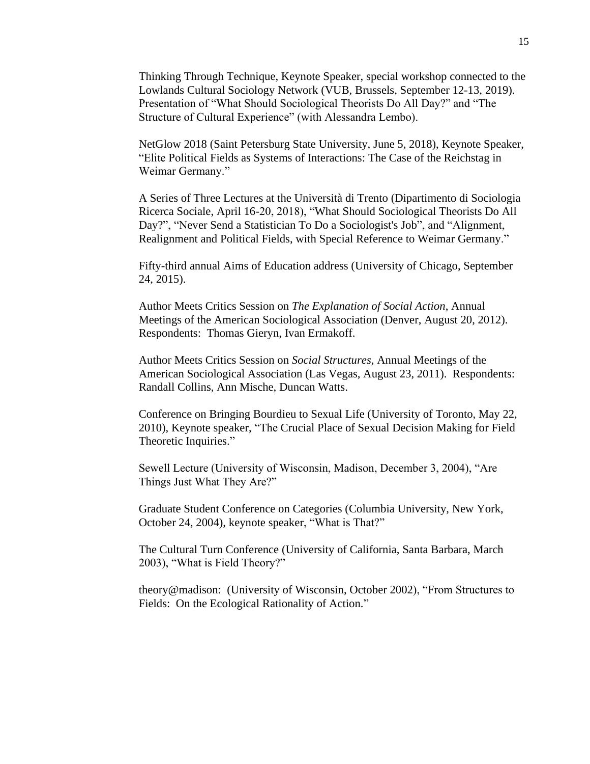Thinking Through Technique, Keynote Speaker, special workshop connected to the Lowlands Cultural Sociology Network (VUB, Brussels, September 12-13, 2019). Presentation of "What Should Sociological Theorists Do All Day?" and "The Structure of Cultural Experience" (with Alessandra Lembo).

NetGlow 2018 (Saint Petersburg State University, June 5, 2018), Keynote Speaker, "Elite Political Fields as Systems of Interactions: The Case of the Reichstag in Weimar Germany."

A Series of Three Lectures at the Università di Trento (Dipartimento di Sociologia Ricerca Sociale, April 16-20, 2018), "What Should Sociological Theorists Do All Day?", "Never Send a Statistician To Do a Sociologist's Job", and "Alignment, Realignment and Political Fields, with Special Reference to Weimar Germany."

Fifty-third annual Aims of Education address (University of Chicago, September 24, 2015).

Author Meets Critics Session on *The Explanation of Social Action*, Annual Meetings of the American Sociological Association (Denver, August 20, 2012). Respondents: Thomas Gieryn, Ivan Ermakoff.

Author Meets Critics Session on *Social Structures*, Annual Meetings of the American Sociological Association (Las Vegas, August 23, 2011). Respondents: Randall Collins, Ann Mische, Duncan Watts.

Conference on Bringing Bourdieu to Sexual Life (University of Toronto, May 22, 2010), Keynote speaker, "The Crucial Place of Sexual Decision Making for Field Theoretic Inquiries."

Sewell Lecture (University of Wisconsin, Madison, December 3, 2004), "Are Things Just What They Are?"

Graduate Student Conference on Categories (Columbia University, New York, October 24, 2004), keynote speaker, "What is That?"

The Cultural Turn Conference (University of California, Santa Barbara, March 2003), "What is Field Theory?"

theory@madison: (University of Wisconsin, October 2002), "From Structures to Fields: On the Ecological Rationality of Action."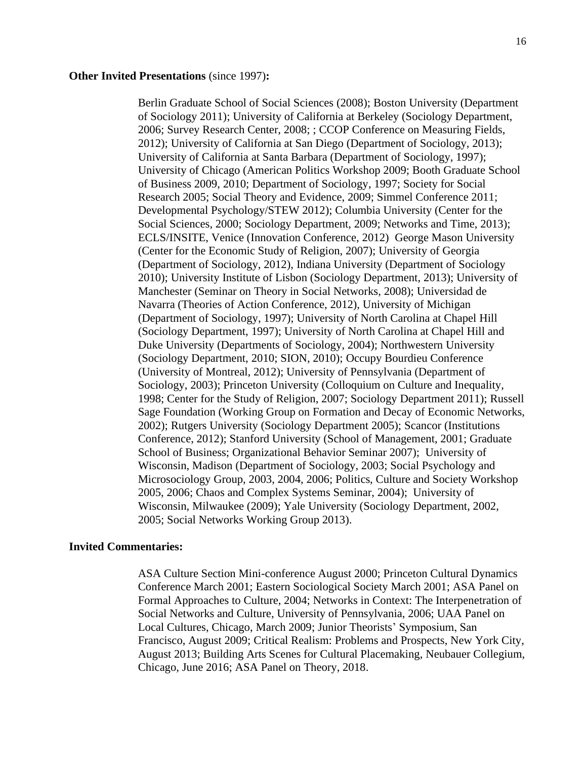**Other Invited Presentations** (since 1997)**:**

Berlin Graduate School of Social Sciences (2008); Boston University (Department of Sociology 2011); University of California at Berkeley (Sociology Department, 2006; Survey Research Center, 2008; ; CCOP Conference on Measuring Fields, 2012); University of California at San Diego (Department of Sociology, 2013); University of California at Santa Barbara (Department of Sociology, 1997); University of Chicago (American Politics Workshop 2009; Booth Graduate School of Business 2009, 2010; Department of Sociology, 1997; Society for Social Research 2005; Social Theory and Evidence, 2009; Simmel Conference 2011; Developmental Psychology/STEW 2012); Columbia University (Center for the Social Sciences, 2000; Sociology Department, 2009; Networks and Time, 2013); ECLS/INSITE, Venice (Innovation Conference, 2012) George Mason University (Center for the Economic Study of Religion, 2007); University of Georgia (Department of Sociology, 2012), Indiana University (Department of Sociology 2010); University Institute of Lisbon (Sociology Department, 2013); University of Manchester (Seminar on Theory in Social Networks, 2008); Universidad de Navarra (Theories of Action Conference, 2012), University of Michigan (Department of Sociology, 1997); University of North Carolina at Chapel Hill (Sociology Department, 1997); University of North Carolina at Chapel Hill and Duke University (Departments of Sociology, 2004); Northwestern University (Sociology Department, 2010; SION, 2010); Occupy Bourdieu Conference (University of Montreal, 2012); University of Pennsylvania (Department of Sociology, 2003); Princeton University (Colloquium on Culture and Inequality, 1998; Center for the Study of Religion, 2007; Sociology Department 2011); Russell Sage Foundation (Working Group on Formation and Decay of Economic Networks, 2002); Rutgers University (Sociology Department 2005); Scancor (Institutions Conference, 2012); Stanford University (School of Management, 2001; Graduate School of Business; Organizational Behavior Seminar 2007); University of Wisconsin, Madison (Department of Sociology, 2003; Social Psychology and Microsociology Group, 2003, 2004, 2006; Politics, Culture and Society Workshop 2005, 2006; Chaos and Complex Systems Seminar, 2004); University of Wisconsin, Milwaukee (2009); Yale University (Sociology Department, 2002, 2005; Social Networks Working Group 2013).

**Invited Commentaries:**

ASA Culture Section Mini-conference August 2000; Princeton Cultural Dynamics Conference March 2001; Eastern Sociological Society March 2001; ASA Panel on Formal Approaches to Culture, 2004; Networks in Context: The Interpenetration of Social Networks and Culture, University of Pennsylvania, 2006; UAA Panel on Local Cultures, Chicago, March 2009; Junior Theorists' Symposium, San Francisco, August 2009; Critical Realism: Problems and Prospects, New York City, August 2013; Building Arts Scenes for Cultural Placemaking, Neubauer Collegium, Chicago, June 2016; ASA Panel on Theory, 2018.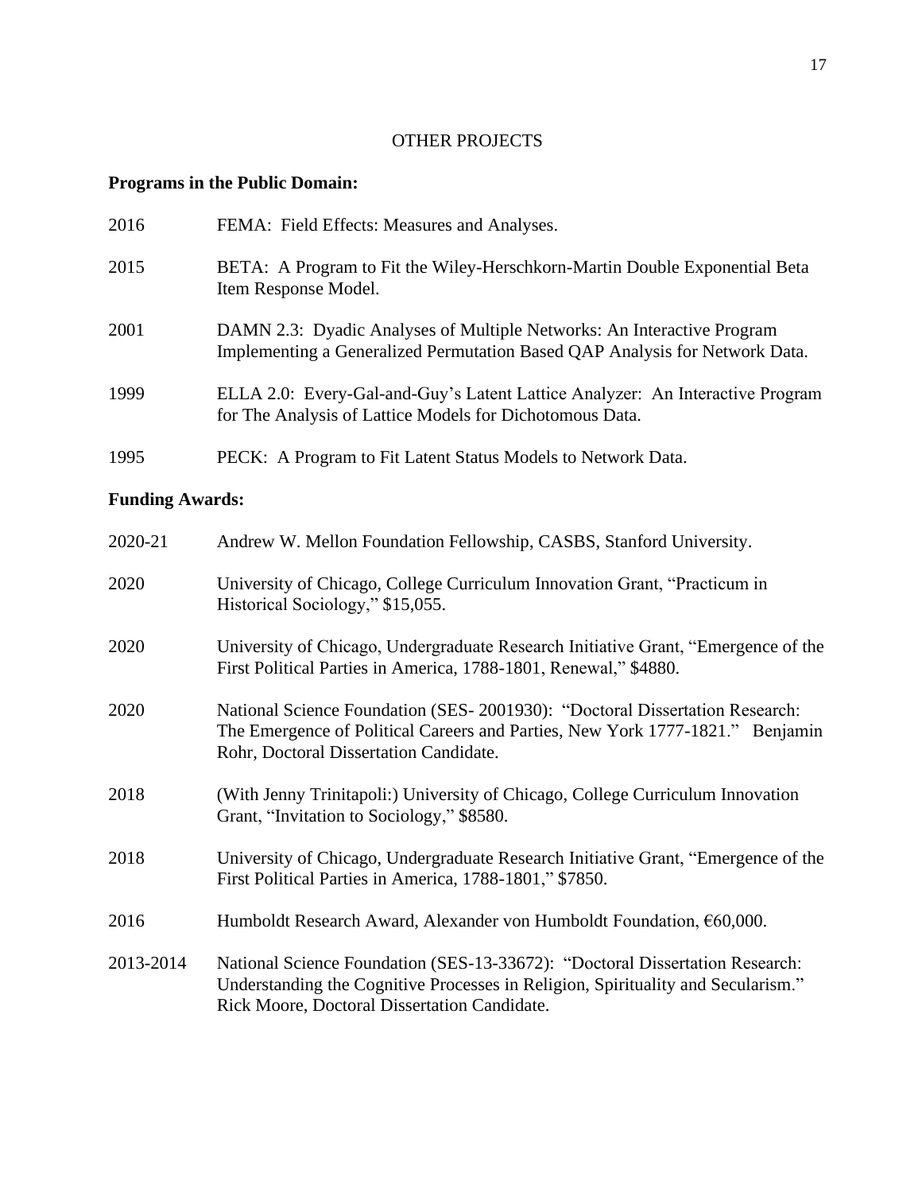## OTHER PROJECTS

**Programs in the Public Domain:**

2016 FEMA: Field Effects: Measures and Analyses.

2015 BETA: A Program to Fit the Wiley-Herschkorn-Martin Double Exponential Beta Item Response Model.

2001 DAMN 2.3: Dyadic Analyses of Multiple Networks: An Interactive Program Implementing a Generalized Permutation Based QAP Analysis for Network Data.

1999 ELLA 2.0: Every-Gal-and-Guy's Latent Lattice Analyzer: An Interactive Program for The Analysis of Lattice Models for Dichotomous Data.

1995 PECK: A Program to Fit Latent Status Models to Network Data.

**Funding Awards:**

2020-21 Andrew W. Mellon Foundation Fellowship, CASBS, Stanford University.

2020 University of Chicago, College Curriculum Innovation Grant, "Practicum in Historical Sociology," $15,055.

2020 University of Chicago, Undergraduate Research Initiative Grant, "Emergence of the First Political Parties in America, 1788-1801, Renewal," $4880.

2020 National Science Foundation (SES- 2001930): "Doctoral Dissertation Research: The Emergence of Political Careers and Parties, New York 1777-1821." Benjamin Rohr, Doctoral Dissertation Candidate.

2018 (With Jenny Trinitapoli:) University of Chicago, College Curriculum Innovation Grant, "Invitation to Sociology," $8580.

2018 University of Chicago, Undergraduate Research Initiative Grant, "Emergence of the First Political Parties in America, 1788-1801," $7850.

2016 Humboldt Research Award, Alexander von Humboldt Foundation, €60,000.

2013-2014 National Science Foundation (SES-13-33672): "Doctoral Dissertation Research: Understanding the Cognitive Processes in Religion, Spirituality and Secularism." Rick Moore, Doctoral Dissertation Candidate.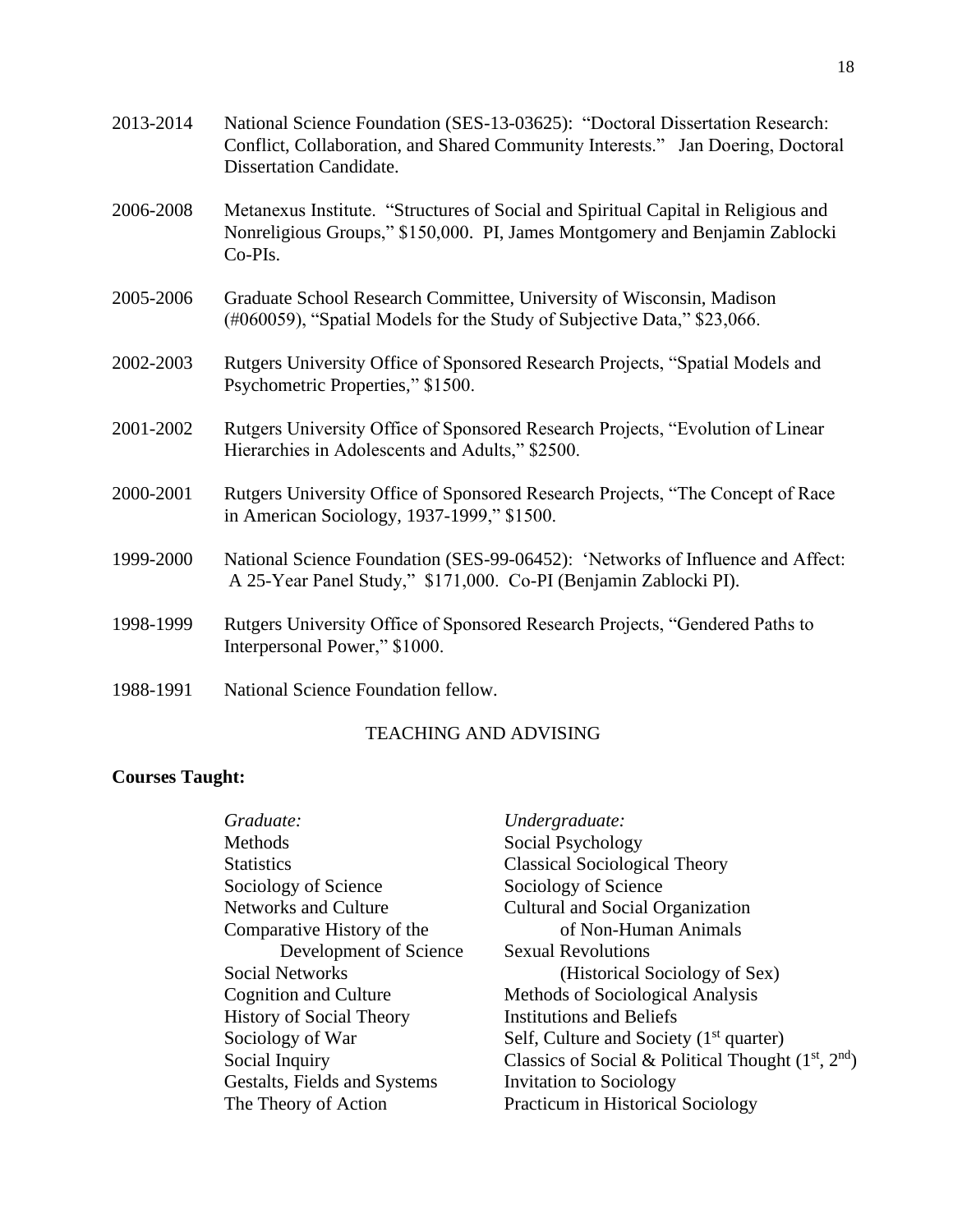2013-2014 National Science Foundation (SES-13-03625): "Doctoral Dissertation Research: Conflict, Collaboration, and Shared Community Interests." Jan Doering, Doctoral Dissertation Candidate.

2006-2008 Metanexus Institute. "Structures of Social and Spiritual Capital in Religious and Nonreligious Groups," $150,000. PI, James Montgomery and Benjamin Zablocki Co-PIs.

2005-2006 Graduate School Research Committee, University of Wisconsin, Madison (#060059), "Spatial Models for the Study of Subjective Data," $23,066.

2002-2003 Rutgers University Office of Sponsored Research Projects, "Spatial Models and Psychometric Properties," $1500.

2001-2002 Rutgers University Office of Sponsored Research Projects, "Evolution of Linear Hierarchies in Adolescents and Adults," $2500.

2000-2001 Rutgers University Office of Sponsored Research Projects, "The Concept of Race in American Sociology, 1937-1999," $1500.

1999-2000 National Science Foundation (SES-99-06452): 'Networks of Influence and Affect: A 25-Year Panel Study," $171,000. Co-PI (Benjamin Zablocki PI).

1998-1999 Rutgers University Office of Sponsored Research Projects, "Gendered Paths to Interpersonal Power," $1000.

1988-1991 National Science Foundation fellow.

## TEACHING AND ADVISING

**Courses Taught:**

*Graduate:*
- Methods
- Statistics
- Sociology of Science
- Networks and Culture
- Comparative History of the Development of Science
- Social Networks
- Cognition and Culture
- History of Social Theory
- Sociology of War
- Social Inquiry
- Gestalts, Fields and Systems
- The Theory of Action

*Undergraduate:*
- Social Psychology
- Classical Sociological Theory
- Sociology of Science
- Cultural and Social Organization of Non-Human Animals
- Sexual Revolutions (Historical Sociology of Sex)
- Methods of Sociological Analysis
- Institutions and Beliefs
- Self, Culture and Society (1st quarter)
- Classics of Social & Political Thought (1st, 2nd)
- Invitation to Sociology
- Practicum in Historical Sociology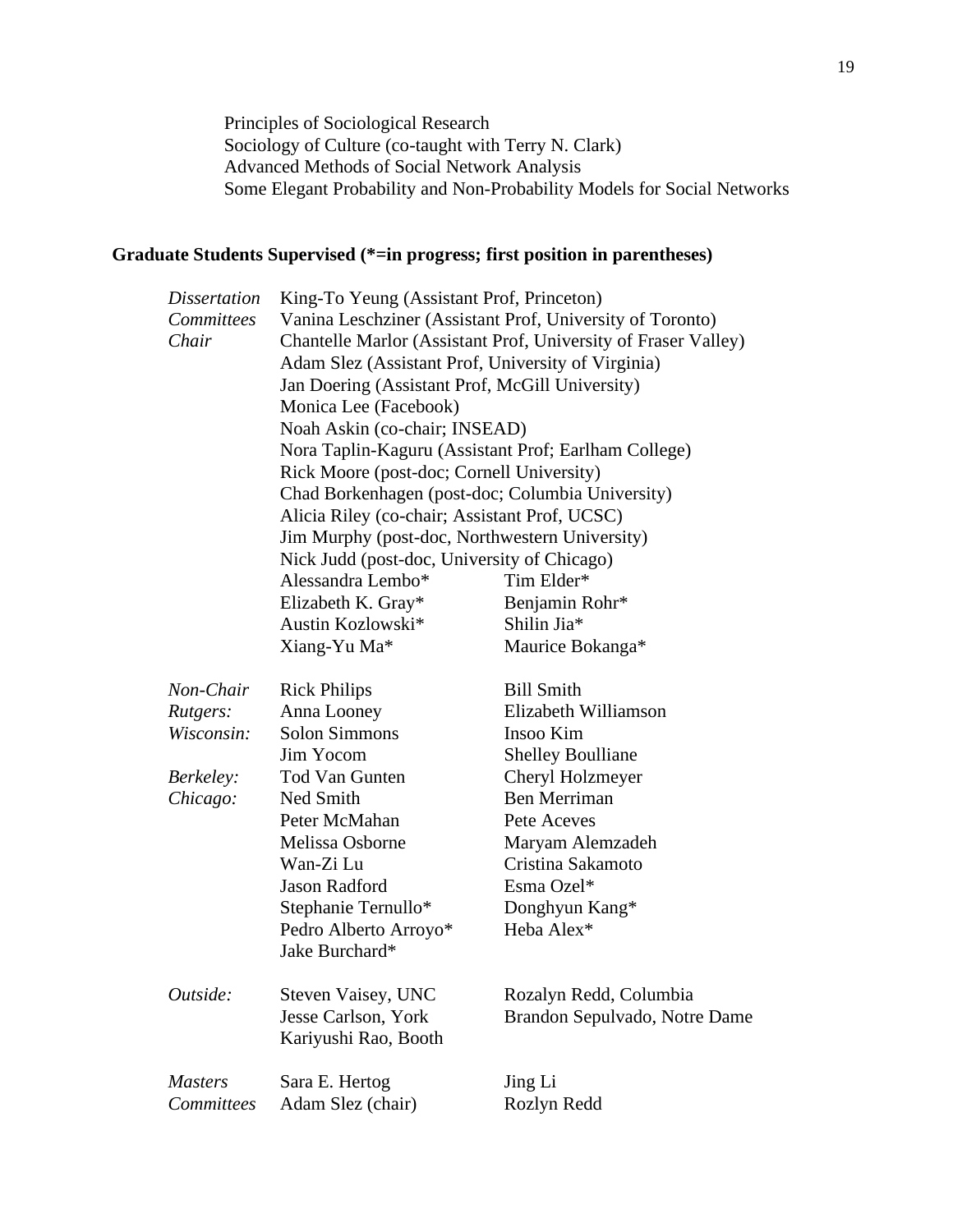Principles of Sociological Research
Sociology of Culture (co-taught with Terry N. Clark)
Advanced Methods of Social Network Analysis
Some Elegant Probability and Non-Probability Models for Social Networks

**Graduate Students Supervised (*=in progress; first position in parentheses)**

| | | |
|---|---|---|
| *Dissertation Committees Chair* | King-To Yeung (Assistant Prof, Princeton) | |
| | Vanina Leschziner (Assistant Prof, University of Toronto) | |
| | Chantelle Marlor (Assistant Prof, University of Fraser Valley) | |
| | Adam Slez (Assistant Prof, University of Virginia) | |
| | Jan Doering (Assistant Prof, McGill University) | |
| | Monica Lee (Facebook) | |
| | Noah Askin (co-chair; INSEAD) | |
| | Nora Taplin-Kaguru (Assistant Prof; Earlham College) | |
| | Rick Moore (post-doc; Cornell University) | |
| | Chad Borkenhagen (post-doc; Columbia University) | |
| | Alicia Riley (co-chair; Assistant Prof, UCSC) | |
| | Jim Murphy (post-doc, Northwestern University) | |
| | Nick Judd (post-doc, University of Chicago) | |
| | Alessandra Lembo* | Tim Elder* |
| | Elizabeth K. Gray* | Benjamin Rohr* |
| | Austin Kozlowski* | Shilin Jia* |
| | Xiang-Yu Ma* | Maurice Bokanga* |
| *Non-Chair* | Rick Philips | Bill Smith |
| *Rutgers:* | Anna Looney | Elizabeth Williamson |
| *Wisconsin:* | Solon Simmons | Insoo Kim |
| | Jim Yocom | Shelley Boulliane |
| *Berkeley:* | Tod Van Gunten | Cheryl Holzmeyer |
| *Chicago:* | Ned Smith | Ben Merriman |
| | Peter McMahan | Pete Aceves |
| | Melissa Osborne | Maryam Alemzadeh |
| | Wan-Zi Lu | Cristina Sakamoto |
| | Jason Radford | Esma Ozel* |
| | Stephanie Ternullo* | Donghyun Kang* |
| | Pedro Alberto Arroyo* | Heba Alex* |
| | Jake Burchard* | |
| *Outside:* | Steven Vaisey, UNC | Rozalyn Redd, Columbia |
| | Jesse Carlson, York | Brandon Sepulvado, Notre Dame |
| | Kariyushi Rao, Booth | |
| *Masters Committees* | Sara E. Hertog | Jing Li |
| | Adam Slez (chair) | Rozlyn Redd |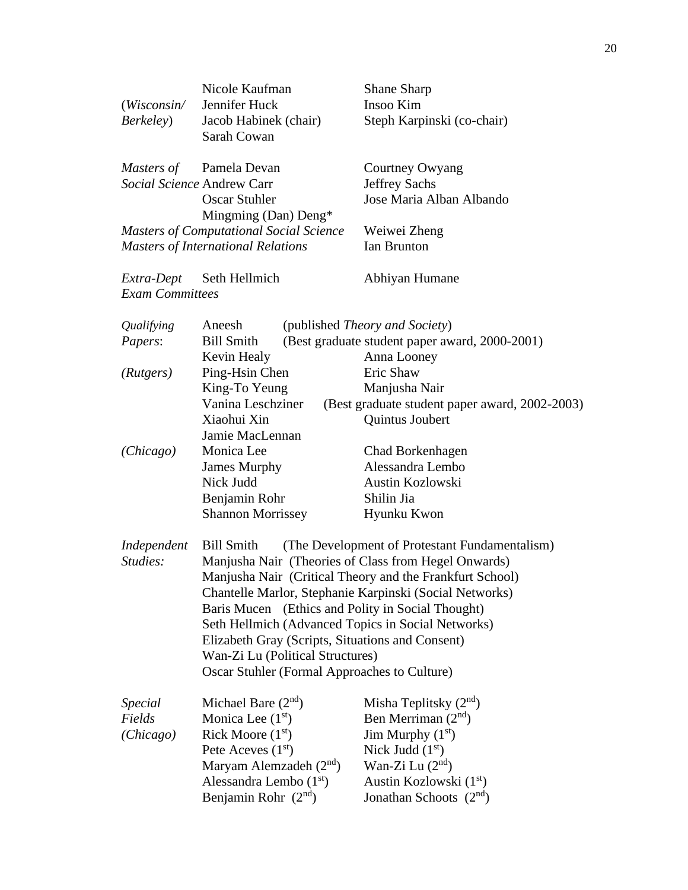| | | |
|---|---|---|
| | Nicole Kaufman | Shane Sharp |
| (*Wisconsin/* | Jennifer Huck | Insoo Kim |
| *Berkeley*) | Jacob Habinek (chair) | Steph Karpinski (co-chair) |
| | Sarah Cowan | |
| *Masters of* | Pamela Devan | Courtney Owyang |
| *Social Science* | Andrew Carr | Jeffrey Sachs |
| | Oscar Stuhler | Jose Maria Alban Albando |
| | Mingming (Dan) Deng* | |
| *Masters of Computational Social Science* | | Weiwei Zheng |
| *Masters of International Relations* | | Ian Brunton |
| *Extra-Dept Exam Committees* | Seth Hellmich | Abhiyan Humane |

| | | |
|---|---|---|
| *Qualifying* | Aneesh | (published *Theory and Society*) |
| *Papers*: | Bill Smith | (Best graduate student paper award, 2000-2001) |
| | Kevin Healy | Anna Looney |
| *(Rutgers)* | Ping-Hsin Chen | Eric Shaw |
| | King-To Yeung | Manjusha Nair |
| | Vanina Leschziner | (Best graduate student paper award, 2002-2003) |
| | Xiaohui Xin | Quintus Joubert |
| | Jamie MacLennan | |
| *(Chicago)* | Monica Lee | Chad Borkenhagen |
| | James Murphy | Alessandra Lembo |
| | Nick Judd | Austin Kozlowski |
| | Benjamin Rohr | Shilin Jia |
| | Shannon Morrissey | Hyunku Kwon |

*Independent Studies:*

- Bill Smith (The Development of Protestant Fundamentalism)
- Manjusha Nair (Theories of Class from Hegel Onwards)
- Manjusha Nair (Critical Theory and the Frankfurt School)
- Chantelle Marlor, Stephanie Karpinski (Social Networks)
- Baris Mucen (Ethics and Polity in Social Thought)
- Seth Hellmich (Advanced Topics in Social Networks)
- Elizabeth Gray (Scripts, Situations and Consent)
- Wan-Zi Lu (Political Structures)
- Oscar Stuhler (Formal Approaches to Culture)

| | | |
|---|---|---|
| *Special* | Michael Bare (2nd) | Misha Teplitsky (2nd) |
| *Fields* | Monica Lee (1st) | Ben Merriman (2nd) |
| *(Chicago)* | Rick Moore (1st) | Jim Murphy (1st) |
| | Pete Aceves (1st) | Nick Judd (1st) |
| | Maryam Alemzadeh (2nd) | Wan-Zi Lu (2nd) |
| | Alessandra Lembo (1st) | Austin Kozlowski (1st) |
| | Benjamin Rohr (2nd) | Jonathan Schoots (2nd) |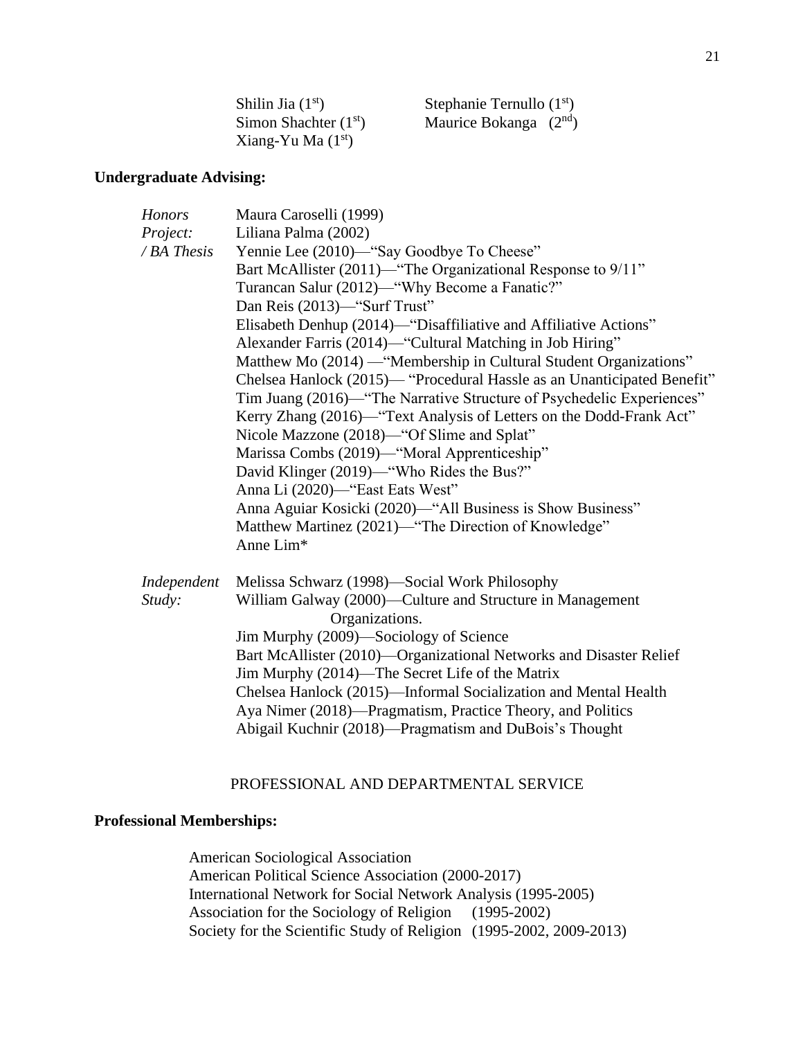Shilin Jia (1st)
Simon Shachter (1st)
Xiang-Yu Ma (1st)
Stephanie Ternullo (1st)
Maurice Bokanga (2nd)

**Undergraduate Advising:**

*Honors Project: / BA Thesis*

Maura Caroselli (1999)
Liliana Palma (2002)
Yennie Lee (2010)—"Say Goodbye To Cheese"
Bart McAllister (2011)—"The Organizational Response to 9/11"
Turancan Salur (2012)—"Why Become a Fanatic?"
Dan Reis (2013)—"Surf Trust"
Elisabeth Denhup (2014)—"Disaffiliative and Affiliative Actions"
Alexander Farris (2014)—"Cultural Matching in Job Hiring"
Matthew Mo (2014) —"Membership in Cultural Student Organizations"
Chelsea Hanlock (2015)— "Procedural Hassle as an Unanticipated Benefit"
Tim Juang (2016)—"The Narrative Structure of Psychedelic Experiences"
Kerry Zhang (2016)—"Text Analysis of Letters on the Dodd-Frank Act"
Nicole Mazzone (2018)—"Of Slime and Splat"
Marissa Combs (2019)—"Moral Apprenticeship"
David Klinger (2019)—"Who Rides the Bus?"
Anna Li (2020)—"East Eats West"
Anna Aguiar Kosicki (2020)—"All Business is Show Business"
Matthew Martinez (2021)—"The Direction of Knowledge"
Anne Lim*

*Independent Study:*

Melissa Schwarz (1998)—Social Work Philosophy
William Galway (2000)—Culture and Structure in Management Organizations.
Jim Murphy (2009)—Sociology of Science
Bart McAllister (2010)—Organizational Networks and Disaster Relief
Jim Murphy (2014)—The Secret Life of the Matrix
Chelsea Hanlock (2015)—Informal Socialization and Mental Health
Aya Nimer (2018)—Pragmatism, Practice Theory, and Politics
Abigail Kuchnir (2018)—Pragmatism and DuBois's Thought

## PROFESSIONAL AND DEPARTMENTAL SERVICE

**Professional Memberships:**

American Sociological Association
American Political Science Association (2000-2017)
International Network for Social Network Analysis (1995-2005)
Association for the Sociology of Religion (1995-2002)
Society for the Scientific Study of Religion (1995-2002, 2009-2013)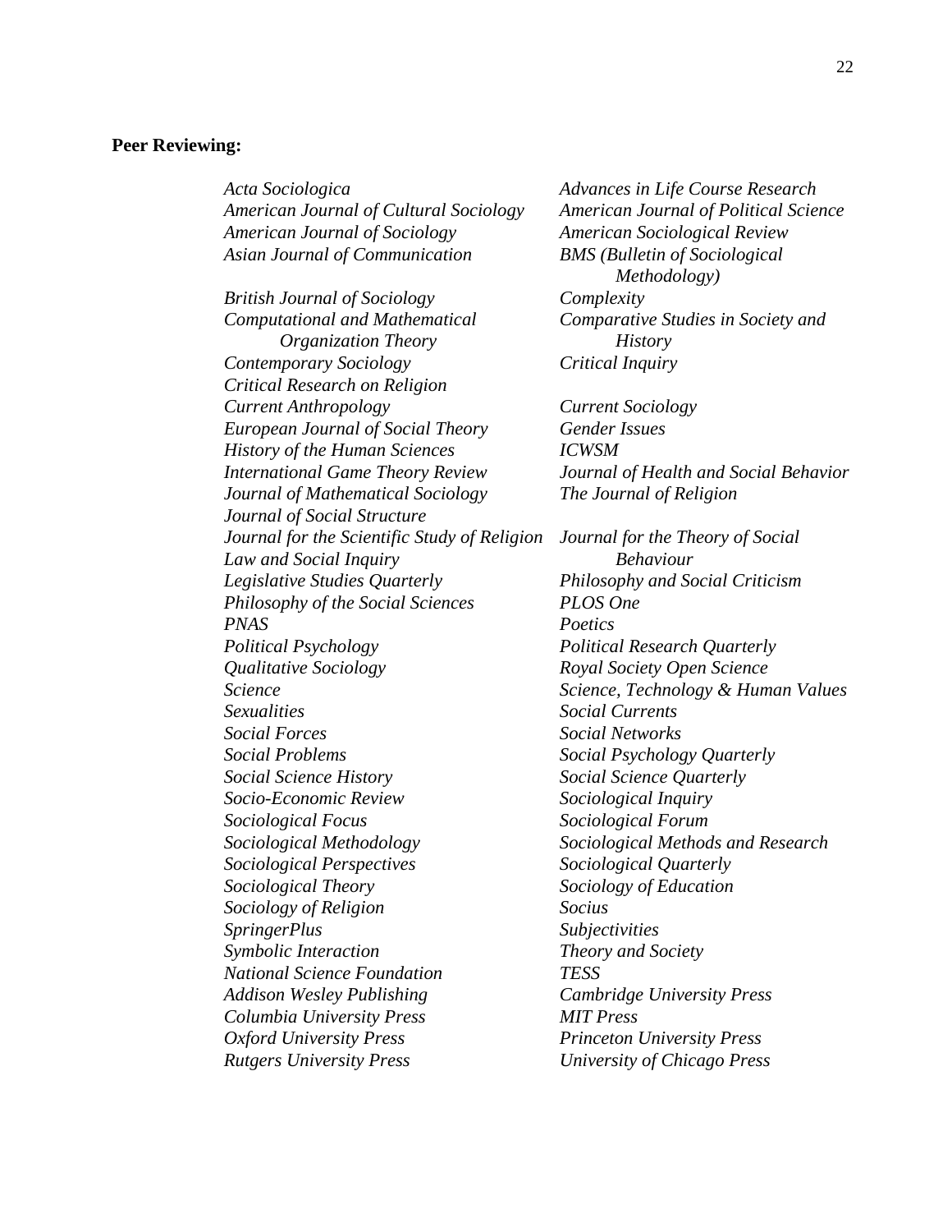**Peer Reviewing:**

*Acta Sociologica*
*Advances in Life Course Research*
*American Journal of Cultural Sociology*
*American Journal of Political Science*
*American Journal of Sociology*
*American Sociological Review*
*Asian Journal of Communication*
*BMS (Bulletin of Sociological Methodology)*
*British Journal of Sociology*
*Complexity*
*Computational and Mathematical Organization Theory*
*Comparative Studies in Society and History*
*Contemporary Sociology*
*Critical Inquiry*
*Critical Research on Religion*
*Current Anthropology*
*Current Sociology*
*European Journal of Social Theory*
*Gender Issues*
*History of the Human Sciences*
*ICWSM*
*International Game Theory Review*
*Journal of Health and Social Behavior*
*Journal of Mathematical Sociology*
*The Journal of Religion*
*Journal of Social Structure*
*Journal for the Scientific Study of Religion*
*Journal for the Theory of Social Behaviour*
*Law and Social Inquiry*
*Legislative Studies Quarterly*
*Philosophy and Social Criticism*
*Philosophy of the Social Sciences*
*PLOS One*
*PNAS*
*Poetics*
*Political Psychology*
*Political Research Quarterly*
*Qualitative Sociology*
*Royal Society Open Science*
*Science*
*Science, Technology & Human Values*
*Sexualities*
*Social Currents*
*Social Forces*
*Social Networks*
*Social Problems*
*Social Psychology Quarterly*
*Social Science History*
*Social Science Quarterly*
*Socio-Economic Review*
*Sociological Inquiry*
*Sociological Focus*
*Sociological Forum*
*Sociological Methodology*
*Sociological Methods and Research*
*Sociological Perspectives*
*Sociological Quarterly*
*Sociological Theory*
*Sociology of Education*
*Sociology of Religion*
*Socius*
*SpringerPlus*
*Subjectivities*
*Symbolic Interaction*
*Theory and Society*
*National Science Foundation*
*TESS*
*Addison Wesley Publishing*
*Cambridge University Press*
*Columbia University Press*
*MIT Press*
*Oxford University Press*
*Princeton University Press*
*Rutgers University Press*
*University of Chicago Press*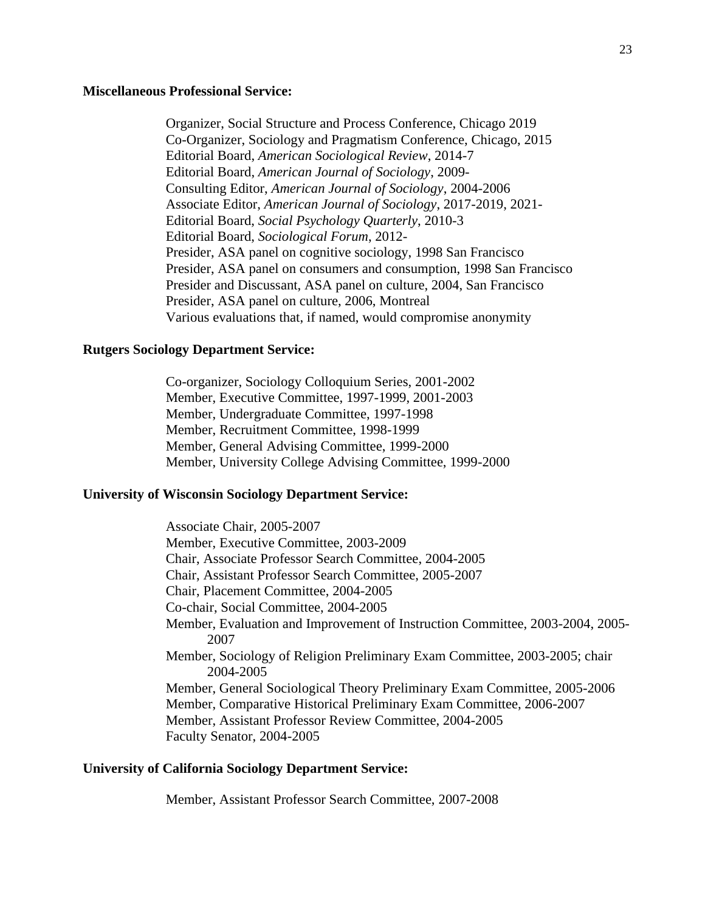**Miscellaneous Professional Service:**

Organizer, Social Structure and Process Conference, Chicago 2019
Co-Organizer, Sociology and Pragmatism Conference, Chicago, 2015
Editorial Board, *American Sociological Review*, 2014-7
Editorial Board, *American Journal of Sociology*, 2009-
Consulting Editor, *American Journal of Sociology*, 2004-2006
Associate Editor, *American Journal of Sociology*, 2017-2019, 2021-
Editorial Board, *Social Psychology Quarterly*, 2010-3
Editorial Board, *Sociological Forum*, 2012-
Presider, ASA panel on cognitive sociology, 1998 San Francisco
Presider, ASA panel on consumers and consumption, 1998 San Francisco
Presider and Discussant, ASA panel on culture, 2004, San Francisco
Presider, ASA panel on culture, 2006, Montreal
Various evaluations that, if named, would compromise anonymity

**Rutgers Sociology Department Service:**

Co-organizer, Sociology Colloquium Series, 2001-2002
Member, Executive Committee, 1997-1999, 2001-2003
Member, Undergraduate Committee, 1997-1998
Member, Recruitment Committee, 1998-1999
Member, General Advising Committee, 1999-2000
Member, University College Advising Committee, 1999-2000

**University of Wisconsin Sociology Department Service:**

Associate Chair, 2005-2007
Member, Executive Committee, 2003-2009
Chair, Associate Professor Search Committee, 2004-2005
Chair, Assistant Professor Search Committee, 2005-2007
Chair, Placement Committee, 2004-2005
Co-chair, Social Committee, 2004-2005
Member, Evaluation and Improvement of Instruction Committee, 2003-2004, 2005-2007
Member, Sociology of Religion Preliminary Exam Committee, 2003-2005; chair 2004-2005
Member, General Sociological Theory Preliminary Exam Committee, 2005-2006
Member, Comparative Historical Preliminary Exam Committee, 2006-2007
Member, Assistant Professor Review Committee, 2004-2005
Faculty Senator, 2004-2005

**University of California Sociology Department Service:**

Member, Assistant Professor Search Committee, 2007-2008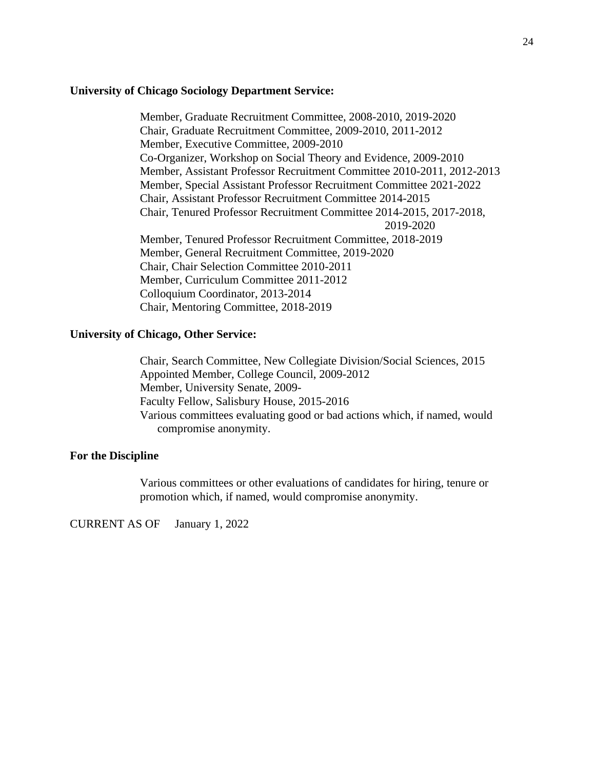**University of Chicago Sociology Department Service:**

Member, Graduate Recruitment Committee, 2008-2010, 2019-2020
Chair, Graduate Recruitment Committee, 2009-2010, 2011-2012
Member, Executive Committee, 2009-2010
Co-Organizer, Workshop on Social Theory and Evidence, 2009-2010
Member, Assistant Professor Recruitment Committee 2010-2011, 2012-2013
Member, Special Assistant Professor Recruitment Committee 2021-2022
Chair, Assistant Professor Recruitment Committee 2014-2015
Chair, Tenured Professor Recruitment Committee 2014-2015, 2017-2018, 2019-2020
Member, Tenured Professor Recruitment Committee, 2018-2019
Member, General Recruitment Committee, 2019-2020
Chair, Chair Selection Committee 2010-2011
Member, Curriculum Committee 2011-2012
Colloquium Coordinator, 2013-2014
Chair, Mentoring Committee, 2018-2019

**University of Chicago, Other Service:**

Chair, Search Committee, New Collegiate Division/Social Sciences, 2015
Appointed Member, College Council, 2009-2012
Member, University Senate, 2009-
Faculty Fellow, Salisbury House, 2015-2016
Various committees evaluating good or bad actions which, if named, would compromise anonymity.

**For the Discipline**

Various committees or other evaluations of candidates for hiring, tenure or promotion which, if named, would compromise anonymity.

CURRENT AS OF January 1, 2022